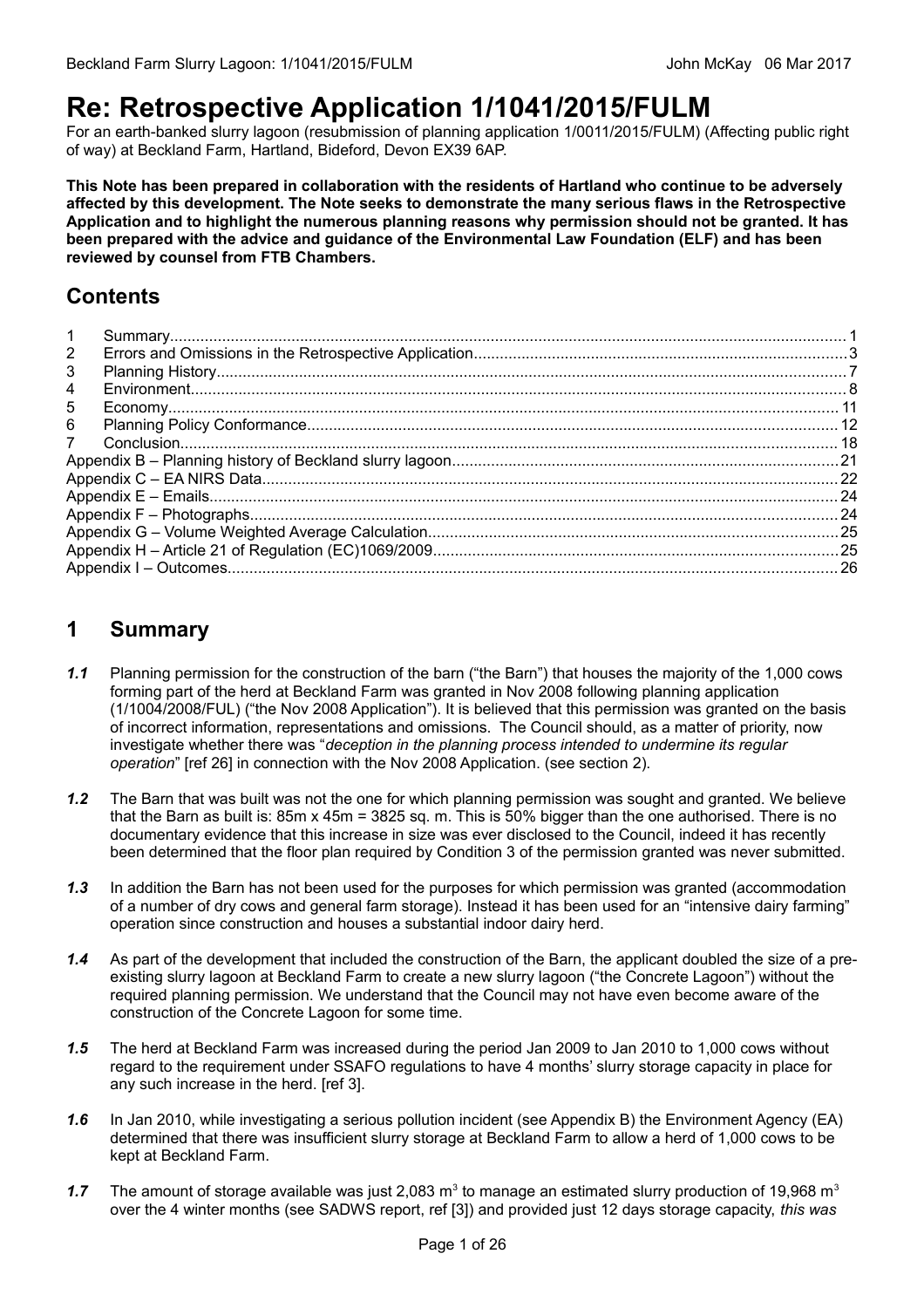# Re: Retrospective Application 1/1041/2015/FULM

For an earth-banked slurry lagoon (resubmission of planning application 1/0011/2015/FULM) (Affecting public right of way) at Beckland Farm, Hartland, Bideford, Devon EX39 6AP.

**This Note has been prepared in collaboration with the residents of Hartland who continue to be adversely affected by this development. The Note seeks to demonstrate the many serious flaws in the Retrospective Application and to highlight the numerous planning reasons why permission should not be granted. It has been prepared with the advice and guidance of the Environmental Law Foundation (ELF) and has been reviewed by counsel from FTB Chambers.**

## Contents

| | | |
|---|---|---|
| 1 | Summary | 1 |
| 2 | Errors and Omissions in the Retrospective Application | 3 |
| 3 | Planning History | 7 |
| 4 | Environment | 8 |
| 5 | Economy | 11 |
| 6 | Planning Policy Conformance | 12 |
| 7 | Conclusion | 18 |
| | Appendix B – Planning history of Beckland slurry lagoon | 21 |
| | Appendix C – EA NIRS Data | 22 |
| | Appendix E – Emails | 24 |
| | Appendix F – Photographs | 24 |
| | Appendix G – Volume Weighted Average Calculation | 25 |
| | Appendix H – Article 21 of Regulation (EC)1069/2009 | 25 |
| | Appendix I – Outcomes | 26 |

## 1 Summary

***1.1*** Planning permission for the construction of the barn ("the Barn") that houses the majority of the 1,000 cows forming part of the herd at Beckland Farm was granted in Nov 2008 following planning application (1/1004/2008/FUL) ("the Nov 2008 Application"). It is believed that this permission was granted on the basis of incorrect information, representations and omissions. The Council should, as a matter of priority, now investigate whether there was "*deception in the planning process intended to undermine its regular operation*" [ref 26] in connection with the Nov 2008 Application. (see section 2).

***1.2*** The Barn that was built was not the one for which planning permission was sought and granted. We believe that the Barn as built is: 85m x 45m = 3825 sq. m. This is 50% bigger than the one authorised. There is no documentary evidence that this increase in size was ever disclosed to the Council, indeed it has recently been determined that the floor plan required by Condition 3 of the permission granted was never submitted.

***1.3*** In addition the Barn has not been used for the purposes for which permission was granted (accommodation of a number of dry cows and general farm storage). Instead it has been used for an "intensive dairy farming" operation since construction and houses a substantial indoor dairy herd.

***1.4*** As part of the development that included the construction of the Barn, the applicant doubled the size of a pre-existing slurry lagoon at Beckland Farm to create a new slurry lagoon ("the Concrete Lagoon") without the required planning permission. We understand that the Council may not have even become aware of the construction of the Concrete Lagoon for some time.

***1.5*** The herd at Beckland Farm was increased during the period Jan 2009 to Jan 2010 to 1,000 cows without regard to the requirement under SSAFO regulations to have 4 months' slurry storage capacity in place for any such increase in the herd. [ref 3].

***1.6*** In Jan 2010, while investigating a serious pollution incident (see Appendix B) the Environment Agency (EA) determined that there was insufficient slurry storage at Beckland Farm to allow a herd of 1,000 cows to be kept at Beckland Farm.

***1.7*** The amount of storage available was just 2,083 $m^3$ to manage an estimated slurry production of 19,968 $m^3$ over the 4 winter months (see SADWS report, ref [3]) and provided just 12 days storage capacity, *this was*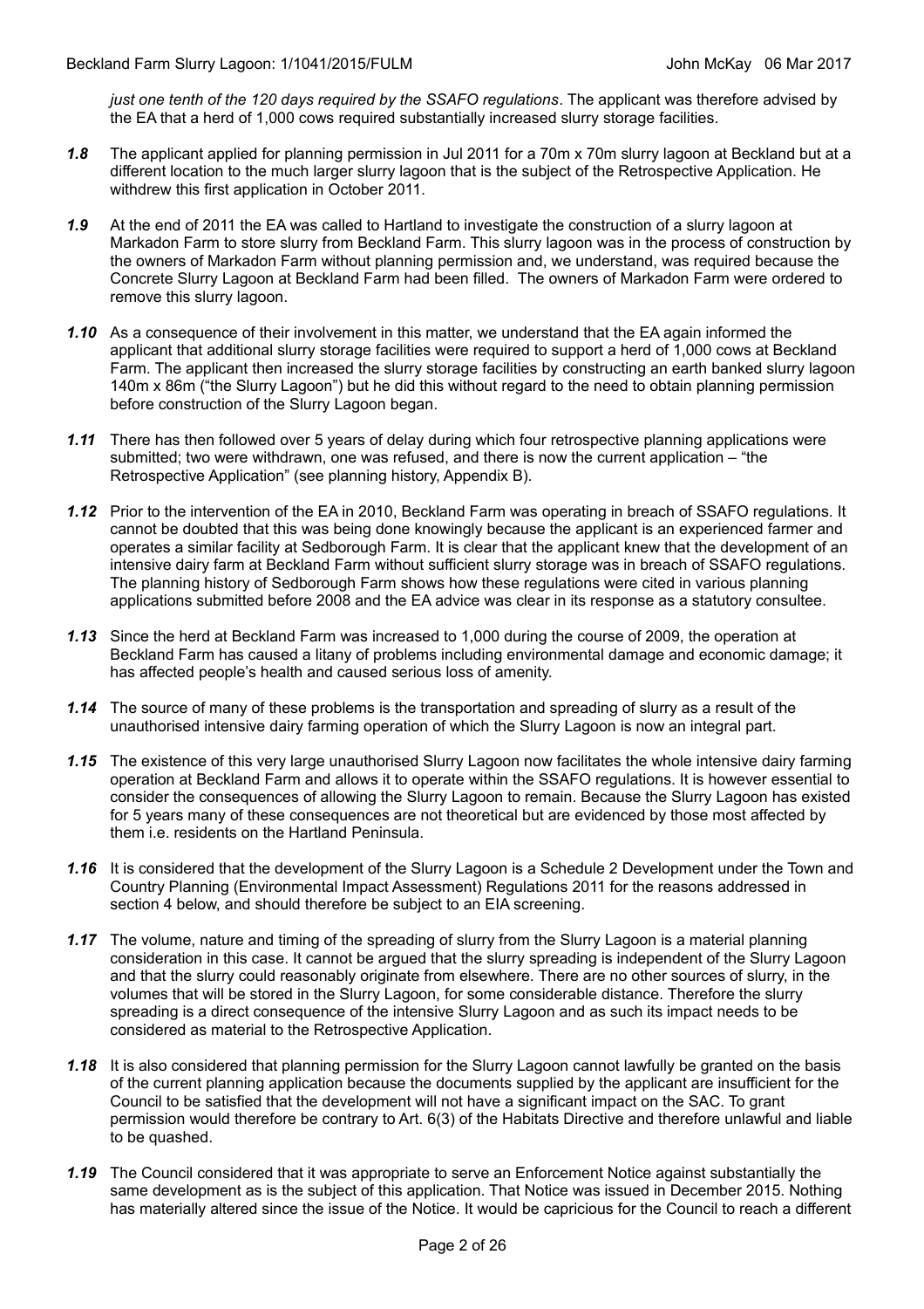*just one tenth of the 120 days required by the SSAFO regulations*. The applicant was therefore advised by the EA that a herd of 1,000 cows required substantially increased slurry storage facilities.

***1.8*** The applicant applied for planning permission in Jul 2011 for a 70m x 70m slurry lagoon at Beckland but at a different location to the much larger slurry lagoon that is the subject of the Retrospective Application. He withdrew this first application in October 2011.

***1.9*** At the end of 2011 the EA was called to Hartland to investigate the construction of a slurry lagoon at Markadon Farm to store slurry from Beckland Farm. This slurry lagoon was in the process of construction by the owners of Markadon Farm without planning permission and, we understand, was required because the Concrete Slurry Lagoon at Beckland Farm had been filled. The owners of Markadon Farm were ordered to remove this slurry lagoon.

***1.10*** As a consequence of their involvement in this matter, we understand that the EA again informed the applicant that additional slurry storage facilities were required to support a herd of 1,000 cows at Beckland Farm. The applicant then increased the slurry storage facilities by constructing an earth banked slurry lagoon 140m x 86m ("the Slurry Lagoon") but he did this without regard to the need to obtain planning permission before construction of the Slurry Lagoon began.

***1.11*** There has then followed over 5 years of delay during which four retrospective planning applications were submitted; two were withdrawn, one was refused, and there is now the current application – "the Retrospective Application" (see planning history, Appendix B).

***1.12*** Prior to the intervention of the EA in 2010, Beckland Farm was operating in breach of SSAFO regulations. It cannot be doubted that this was being done knowingly because the applicant is an experienced farmer and operates a similar facility at Sedborough Farm. It is clear that the applicant knew that the development of an intensive dairy farm at Beckland Farm without sufficient slurry storage was in breach of SSAFO regulations. The planning history of Sedborough Farm shows how these regulations were cited in various planning applications submitted before 2008 and the EA advice was clear in its response as a statutory consultee.

***1.13*** Since the herd at Beckland Farm was increased to 1,000 during the course of 2009, the operation at Beckland Farm has caused a litany of problems including environmental damage and economic damage; it has affected people's health and caused serious loss of amenity.

***1.14*** The source of many of these problems is the transportation and spreading of slurry as a result of the unauthorised intensive dairy farming operation of which the Slurry Lagoon is now an integral part.

***1.15*** The existence of this very large unauthorised Slurry Lagoon now facilitates the whole intensive dairy farming operation at Beckland Farm and allows it to operate within the SSAFO regulations. It is however essential to consider the consequences of allowing the Slurry Lagoon to remain. Because the Slurry Lagoon has existed for 5 years many of these consequences are not theoretical but are evidenced by those most affected by them i.e. residents on the Hartland Peninsula.

***1.16*** It is considered that the development of the Slurry Lagoon is a Schedule 2 Development under the Town and Country Planning (Environmental Impact Assessment) Regulations 2011 for the reasons addressed in section 4 below, and should therefore be subject to an EIA screening.

***1.17*** The volume, nature and timing of the spreading of slurry from the Slurry Lagoon is a material planning consideration in this case. It cannot be argued that the slurry spreading is independent of the Slurry Lagoon and that the slurry could reasonably originate from elsewhere. There are no other sources of slurry, in the volumes that will be stored in the Slurry Lagoon, for some considerable distance. Therefore the slurry spreading is a direct consequence of the intensive Slurry Lagoon and as such its impact needs to be considered as material to the Retrospective Application.

***1.18*** It is also considered that planning permission for the Slurry Lagoon cannot lawfully be granted on the basis of the current planning application because the documents supplied by the applicant are insufficient for the Council to be satisfied that the development will not have a significant impact on the SAC. To grant permission would therefore be contrary to Art. 6(3) of the Habitats Directive and therefore unlawful and liable to be quashed.

***1.19*** The Council considered that it was appropriate to serve an Enforcement Notice against substantially the same development as is the subject of this application. That Notice was issued in December 2015. Nothing has materially altered since the issue of the Notice. It would be capricious for the Council to reach a different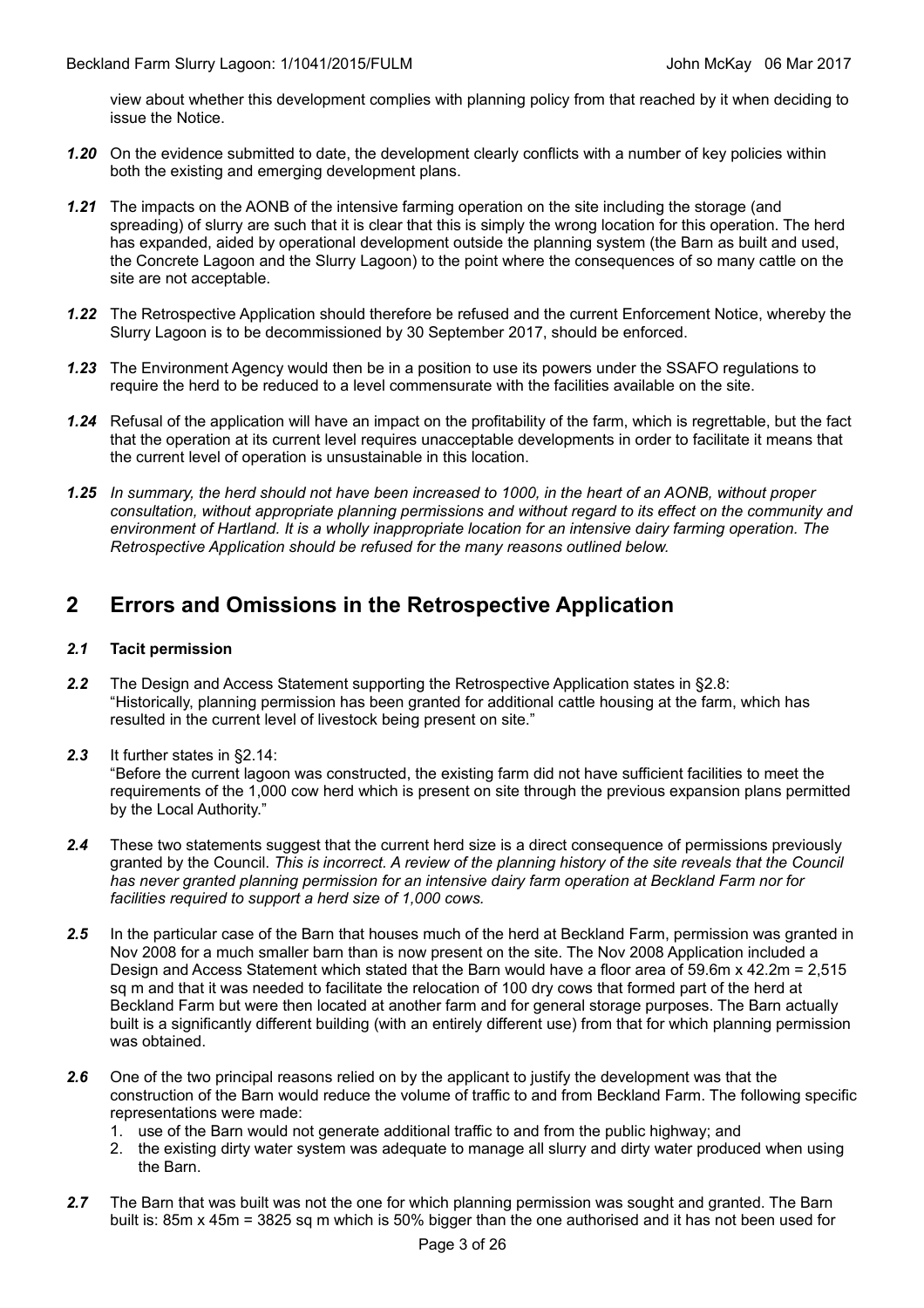view about whether this development complies with planning policy from that reached by it when deciding to issue the Notice.

***1.20*** On the evidence submitted to date, the development clearly conflicts with a number of key policies within both the existing and emerging development plans.

***1.21*** The impacts on the AONB of the intensive farming operation on the site including the storage (and spreading) of slurry are such that it is clear that this is simply the wrong location for this operation. The herd has expanded, aided by operational development outside the planning system (the Barn as built and used, the Concrete Lagoon and the Slurry Lagoon) to the point where the consequences of so many cattle on the site are not acceptable.

***1.22*** The Retrospective Application should therefore be refused and the current Enforcement Notice, whereby the Slurry Lagoon is to be decommissioned by 30 September 2017, should be enforced.

***1.23*** The Environment Agency would then be in a position to use its powers under the SSAFO regulations to require the herd to be reduced to a level commensurate with the facilities available on the site.

***1.24*** Refusal of the application will have an impact on the profitability of the farm, which is regrettable, but the fact that the operation at its current level requires unacceptable developments in order to facilitate it means that the current level of operation is unsustainable in this location.

***1.25*** *In summary, the herd should not have been increased to 1000, in the heart of an AONB, without proper consultation, without appropriate planning permissions and without regard to its effect on the community and environment of Hartland. It is a wholly inappropriate location for an intensive dairy farming operation. The Retrospective Application should be refused for the many reasons outlined below.*

# 2 Errors and Omissions in the Retrospective Application

***2.1*** **Tacit permission**

***2.2*** The Design and Access Statement supporting the Retrospective Application states in §2.8: "Historically, planning permission has been granted for additional cattle housing at the farm, which has resulted in the current level of livestock being present on site."

***2.3*** It further states in §2.14:
"Before the current lagoon was constructed, the existing farm did not have sufficient facilities to meet the requirements of the 1,000 cow herd which is present on site through the previous expansion plans permitted by the Local Authority."

***2.4*** These two statements suggest that the current herd size is a direct consequence of permissions previously granted by the Council. *This is incorrect. A review of the planning history of the site reveals that the Council has never granted planning permission for an intensive dairy farm operation at Beckland Farm nor for facilities required to support a herd size of 1,000 cows.*

***2.5*** In the particular case of the Barn that houses much of the herd at Beckland Farm, permission was granted in Nov 2008 for a much smaller barn than is now present on the site. The Nov 2008 Application included a Design and Access Statement which stated that the Barn would have a floor area of 59.6m x 42.2m = 2,515 sq m and that it was needed to facilitate the relocation of 100 dry cows that formed part of the herd at Beckland Farm but were then located at another farm and for general storage purposes. The Barn actually built is a significantly different building (with an entirely different use) from that for which planning permission was obtained.

***2.6*** One of the two principal reasons relied on by the applicant to justify the development was that the construction of the Barn would reduce the volume of traffic to and from Beckland Farm. The following specific representations were made:

1. use of the Barn would not generate additional traffic to and from the public highway; and
2. the existing dirty water system was adequate to manage all slurry and dirty water produced when using the Barn.

***2.7*** The Barn that was built was not the one for which planning permission was sought and granted. The Barn built is: 85m x 45m = 3825 sq m which is 50% bigger than the one authorised and it has not been used for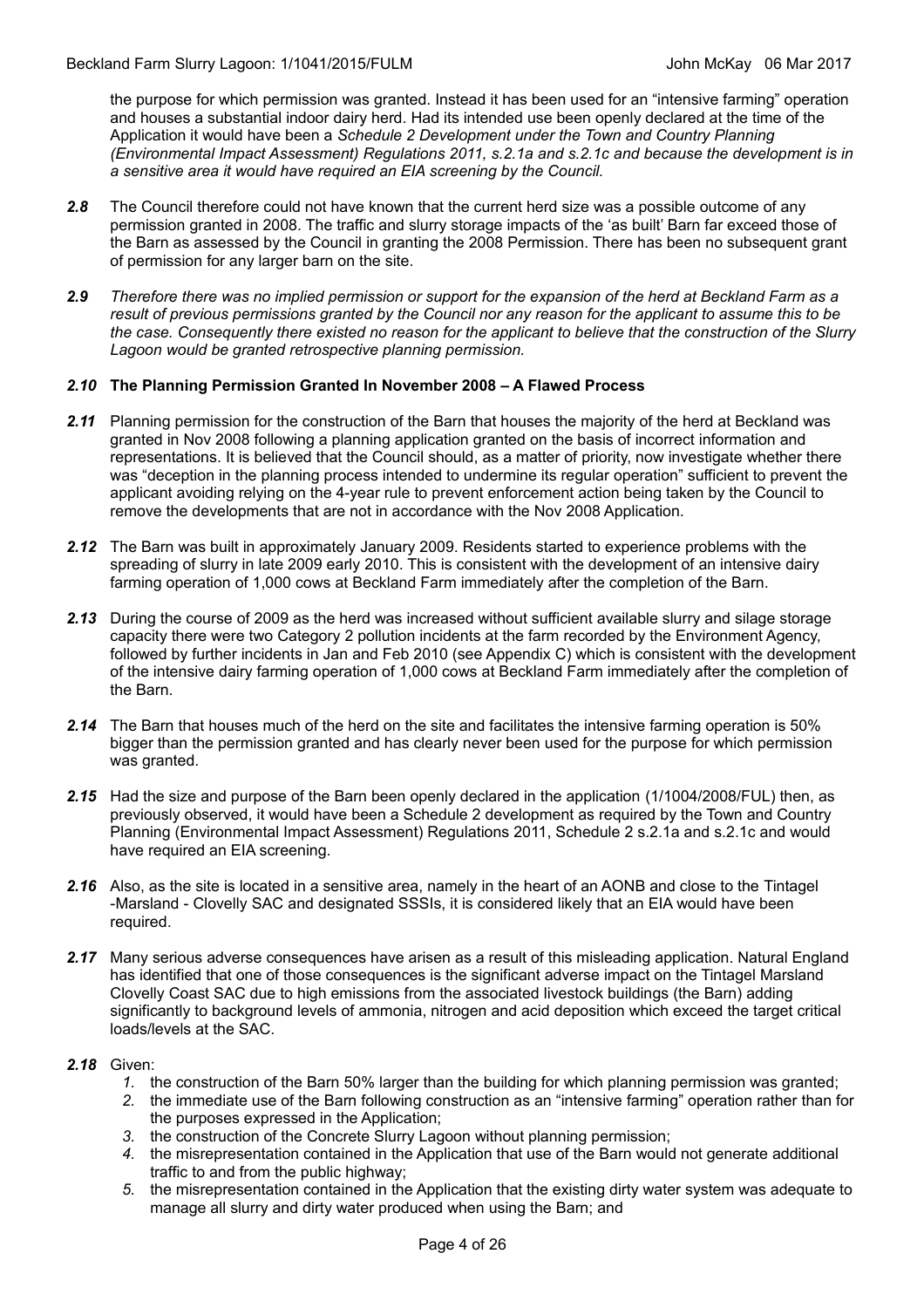the purpose for which permission was granted. Instead it has been used for an "intensive farming" operation and houses a substantial indoor dairy herd. Had its intended use been openly declared at the time of the Application it would have been a *Schedule 2 Development under the Town and Country Planning (Environmental Impact Assessment) Regulations 2011, s.2.1a and s.2.1c and because the development is in a sensitive area it would have required an EIA screening by the Council.*

***2.8*** The Council therefore could not have known that the current herd size was a possible outcome of any permission granted in 2008. The traffic and slurry storage impacts of the 'as built' Barn far exceed those of the Barn as assessed by the Council in granting the 2008 Permission. There has been no subsequent grant of permission for any larger barn on the site.

***2.9*** *Therefore there was no implied permission or support for the expansion of the herd at Beckland Farm as a result of previous permissions granted by the Council nor any reason for the applicant to assume this to be the case. Consequently there existed no reason for the applicant to believe that the construction of the Slurry Lagoon would be granted retrospective planning permission.*

***2.10*** **The Planning Permission Granted In November 2008 – A Flawed Process**

***2.11*** Planning permission for the construction of the Barn that houses the majority of the herd at Beckland was granted in Nov 2008 following a planning application granted on the basis of incorrect information and representations. It is believed that the Council should, as a matter of priority, now investigate whether there was "deception in the planning process intended to undermine its regular operation" sufficient to prevent the applicant avoiding relying on the 4-year rule to prevent enforcement action being taken by the Council to remove the developments that are not in accordance with the Nov 2008 Application.

***2.12*** The Barn was built in approximately January 2009. Residents started to experience problems with the spreading of slurry in late 2009 early 2010. This is consistent with the development of an intensive dairy farming operation of 1,000 cows at Beckland Farm immediately after the completion of the Barn.

***2.13*** During the course of 2009 as the herd was increased without sufficient available slurry and silage storage capacity there were two Category 2 pollution incidents at the farm recorded by the Environment Agency, followed by further incidents in Jan and Feb 2010 (see Appendix C) which is consistent with the development of the intensive dairy farming operation of 1,000 cows at Beckland Farm immediately after the completion of the Barn.

***2.14*** The Barn that houses much of the herd on the site and facilitates the intensive farming operation is 50% bigger than the permission granted and has clearly never been used for the purpose for which permission was granted.

***2.15*** Had the size and purpose of the Barn been openly declared in the application (1/1004/2008/FUL) then, as previously observed, it would have been a Schedule 2 development as required by the Town and Country Planning (Environmental Impact Assessment) Regulations 2011, Schedule 2 s.2.1a and s.2.1c and would have required an EIA screening.

***2.16*** Also, as the site is located in a sensitive area, namely in the heart of an AONB and close to the Tintagel -Marsland - Clovelly SAC and designated SSSIs, it is considered likely that an EIA would have been required.

***2.17*** Many serious adverse consequences have arisen as a result of this misleading application. Natural England has identified that one of those consequences is the significant adverse impact on the Tintagel Marsland Clovelly Coast SAC due to high emissions from the associated livestock buildings (the Barn) adding significantly to background levels of ammonia, nitrogen and acid deposition which exceed the target critical loads/levels at the SAC.

***2.18*** Given:

1. the construction of the Barn 50% larger than the building for which planning permission was granted;
2. the immediate use of the Barn following construction as an "intensive farming" operation rather than for the purposes expressed in the Application;
3. the construction of the Concrete Slurry Lagoon without planning permission;
4. the misrepresentation contained in the Application that use of the Barn would not generate additional traffic to and from the public highway;
5. the misrepresentation contained in the Application that the existing dirty water system was adequate to manage all slurry and dirty water produced when using the Barn; and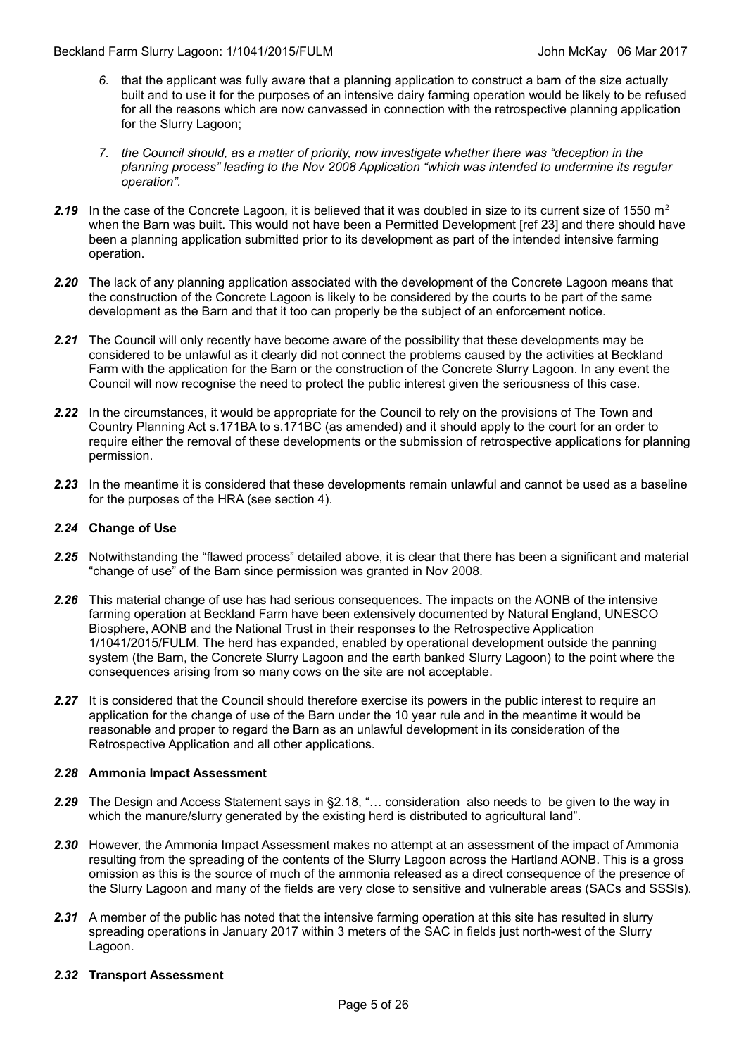*6.* that the applicant was fully aware that a planning application to construct a barn of the size actually built and to use it for the purposes of an intensive dairy farming operation would be likely to be refused for all the reasons which are now canvassed in connection with the retrospective planning application for the Slurry Lagoon;

*7. the Council should, as a matter of priority, now investigate whether there was "deception in the planning process" leading to the Nov 2008 Application "which was intended to undermine its regular operation".*

***2.19*** In the case of the Concrete Lagoon, it is believed that it was doubled in size to its current size of 1550 $m^2$ when the Barn was built. This would not have been a Permitted Development [ref 23] and there should have been a planning application submitted prior to its development as part of the intended intensive farming operation.

***2.20*** The lack of any planning application associated with the development of the Concrete Lagoon means that the construction of the Concrete Lagoon is likely to be considered by the courts to be part of the same development as the Barn and that it too can properly be the subject of an enforcement notice.

***2.21*** The Council will only recently have become aware of the possibility that these developments may be considered to be unlawful as it clearly did not connect the problems caused by the activities at Beckland Farm with the application for the Barn or the construction of the Concrete Slurry Lagoon. In any event the Council will now recognise the need to protect the public interest given the seriousness of this case.

***2.22*** In the circumstances, it would be appropriate for the Council to rely on the provisions of The Town and Country Planning Act s.171BA to s.171BC (as amended) and it should apply to the court for an order to require either the removal of these developments or the submission of retrospective applications for planning permission.

***2.23*** In the meantime it is considered that these developments remain unlawful and cannot be used as a baseline for the purposes of the HRA (see section 4).

#### *2.24* **Change of Use**

***2.25*** Notwithstanding the "flawed process" detailed above, it is clear that there has been a significant and material "change of use" of the Barn since permission was granted in Nov 2008.

***2.26*** This material change of use has had serious consequences. The impacts on the AONB of the intensive farming operation at Beckland Farm have been extensively documented by Natural England, UNESCO Biosphere, AONB and the National Trust in their responses to the Retrospective Application 1/1041/2015/FULM. The herd has expanded, enabled by operational development outside the panning system (the Barn, the Concrete Slurry Lagoon and the earth banked Slurry Lagoon) to the point where the consequences arising from so many cows on the site are not acceptable.

***2.27*** It is considered that the Council should therefore exercise its powers in the public interest to require an application for the change of use of the Barn under the 10 year rule and in the meantime it would be reasonable and proper to regard the Barn as an unlawful development in its consideration of the Retrospective Application and all other applications.

#### *2.28* **Ammonia Impact Assessment**

***2.29*** The Design and Access Statement says in §2.18, "… consideration also needs to be given to the way in which the manure/slurry generated by the existing herd is distributed to agricultural land".

***2.30*** However, the Ammonia Impact Assessment makes no attempt at an assessment of the impact of Ammonia resulting from the spreading of the contents of the Slurry Lagoon across the Hartland AONB. This is a gross omission as this is the source of much of the ammonia released as a direct consequence of the presence of the Slurry Lagoon and many of the fields are very close to sensitive and vulnerable areas (SACs and SSSIs).

***2.31*** A member of the public has noted that the intensive farming operation at this site has resulted in slurry spreading operations in January 2017 within 3 meters of the SAC in fields just north-west of the Slurry Lagoon.

#### *2.32* **Transport Assessment**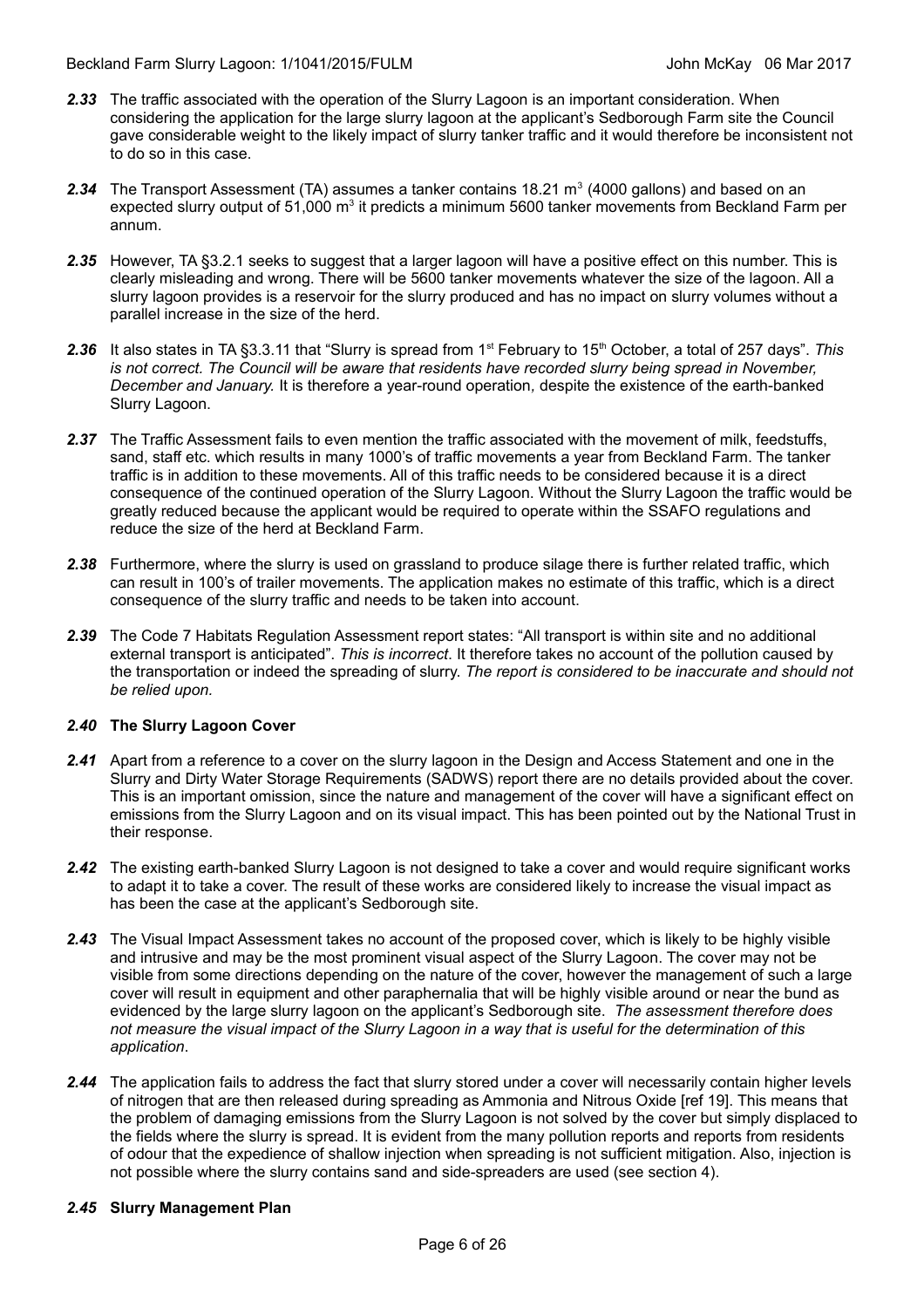***2.33*** The traffic associated with the operation of the Slurry Lagoon is an important consideration. When considering the application for the large slurry lagoon at the applicant's Sedborough Farm site the Council gave considerable weight to the likely impact of slurry tanker traffic and it would therefore be inconsistent not to do so in this case.

***2.34*** The Transport Assessment (TA) assumes a tanker contains 18.21 $m^3$ (4000 gallons) and based on an expected slurry output of 51,000 $m^3$ it predicts a minimum 5600 tanker movements from Beckland Farm per annum.

***2.35*** However, TA §3.2.1 seeks to suggest that a larger lagoon will have a positive effect on this number. This is clearly misleading and wrong. There will be 5600 tanker movements whatever the size of the lagoon. All a slurry lagoon provides is a reservoir for the slurry produced and has no impact on slurry volumes without a parallel increase in the size of the herd.

***2.36*** It also states in TA §3.3.11 that "Slurry is spread from 1st February to 15th October, a total of 257 days". *This is not correct. The Council will be aware that residents have recorded slurry being spread in November, December and January.* It is therefore a year-round operation, despite the existence of the earth-banked Slurry Lagoon.

***2.37*** The Traffic Assessment fails to even mention the traffic associated with the movement of milk, feedstuffs, sand, staff etc. which results in many 1000's of traffic movements a year from Beckland Farm. The tanker traffic is in addition to these movements. All of this traffic needs to be considered because it is a direct consequence of the continued operation of the Slurry Lagoon. Without the Slurry Lagoon the traffic would be greatly reduced because the applicant would be required to operate within the SSAFO regulations and reduce the size of the herd at Beckland Farm.

***2.38*** Furthermore, where the slurry is used on grassland to produce silage there is further related traffic, which can result in 100's of trailer movements. The application makes no estimate of this traffic, which is a direct consequence of the slurry traffic and needs to be taken into account.

***2.39*** The Code 7 Habitats Regulation Assessment report states: "All transport is within site and no additional external transport is anticipated". *This is incorrect.* It therefore takes no account of the pollution caused by the transportation or indeed the spreading of slurry. *The report is considered to be inaccurate and should not be relied upon.*

### ***2.40*** **The Slurry Lagoon Cover**

***2.41*** Apart from a reference to a cover on the slurry lagoon in the Design and Access Statement and one in the Slurry and Dirty Water Storage Requirements (SADWS) report there are no details provided about the cover. This is an important omission, since the nature and management of the cover will have a significant effect on emissions from the Slurry Lagoon and on its visual impact. This has been pointed out by the National Trust in their response.

***2.42*** The existing earth-banked Slurry Lagoon is not designed to take a cover and would require significant works to adapt it to take a cover. The result of these works are considered likely to increase the visual impact as has been the case at the applicant's Sedborough site.

***2.43*** The Visual Impact Assessment takes no account of the proposed cover, which is likely to be highly visible and intrusive and may be the most prominent visual aspect of the Slurry Lagoon. The cover may not be visible from some directions depending on the nature of the cover, however the management of such a large cover will result in equipment and other paraphernalia that will be highly visible around or near the bund as evidenced by the large slurry lagoon on the applicant's Sedborough site. *The assessment therefore does not measure the visual impact of the Slurry Lagoon in a way that is useful for the determination of this application*.

***2.44*** The application fails to address the fact that slurry stored under a cover will necessarily contain higher levels of nitrogen that are then released during spreading as Ammonia and Nitrous Oxide [ref 19]. This means that the problem of damaging emissions from the Slurry Lagoon is not solved by the cover but simply displaced to the fields where the slurry is spread. It is evident from the many pollution reports and reports from residents of odour that the expedience of shallow injection when spreading is not sufficient mitigation. Also, injection is not possible where the slurry contains sand and side-spreaders are used (see section 4).

### ***2.45*** **Slurry Management Plan**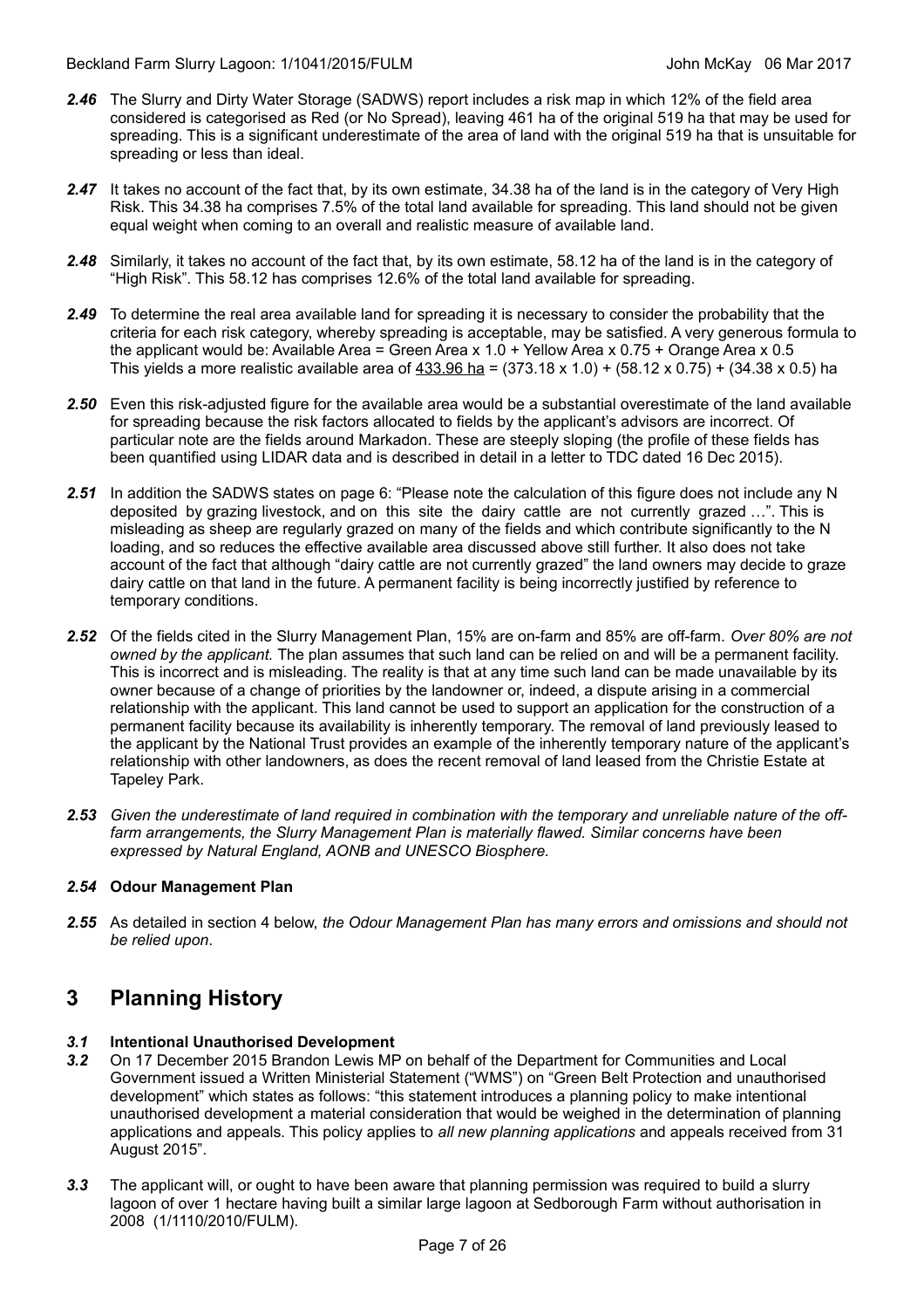***2.46*** The Slurry and Dirty Water Storage (SADWS) report includes a risk map in which 12% of the field area considered is categorised as Red (or No Spread), leaving 461 ha of the original 519 ha that may be used for spreading. This is a significant underestimate of the area of land with the original 519 ha that is unsuitable for spreading or less than ideal.

***2.47*** It takes no account of the fact that, by its own estimate, 34.38 ha of the land is in the category of Very High Risk. This 34.38 ha comprises 7.5% of the total land available for spreading. This land should not be given equal weight when coming to an overall and realistic measure of available land.

***2.48*** Similarly, it takes no account of the fact that, by its own estimate, 58.12 ha of the land is in the category of "High Risk". This 58.12 has comprises 12.6% of the total land available for spreading.

***2.49*** To determine the real area available land for spreading it is necessary to consider the probability that the criteria for each risk category, whereby spreading is acceptable, may be satisfied. A very generous formula to the applicant would be: Available Area = Green Area x 1.0 + Yellow Area x 0.75 + Orange Area x 0.5
This yields a more realistic available area of <u>433.96 ha</u> = (373.18 x 1.0) + (58.12 x 0.75) + (34.38 x 0.5) ha

***2.50*** Even this risk-adjusted figure for the available area would be a substantial overestimate of the land available for spreading because the risk factors allocated to fields by the applicant's advisors are incorrect. Of particular note are the fields around Markadon. These are steeply sloping (the profile of these fields has been quantified using LIDAR data and is described in detail in a letter to TDC dated 16 Dec 2015).

***2.51*** In addition the SADWS states on page 6: "Please note the calculation of this figure does not include any N deposited by grazing livestock, and on this site the dairy cattle are not currently grazed …". This is misleading as sheep are regularly grazed on many of the fields and which contribute significantly to the N loading, and so reduces the effective available area discussed above still further. It also does not take account of the fact that although "dairy cattle are not currently grazed" the land owners may decide to graze dairy cattle on that land in the future. A permanent facility is being incorrectly justified by reference to temporary conditions.

***2.52*** Of the fields cited in the Slurry Management Plan, 15% are on-farm and 85% are off-farm. *Over 80% are not owned by the applicant.* The plan assumes that such land can be relied on and will be a permanent facility. This is incorrect and is misleading. The reality is that at any time such land can be made unavailable by its owner because of a change of priorities by the landowner or, indeed, a dispute arising in a commercial relationship with the applicant. This land cannot be used to support an application for the construction of a permanent facility because its availability is inherently temporary. The removal of land previously leased to the applicant by the National Trust provides an example of the inherently temporary nature of the applicant's relationship with other landowners, as does the recent removal of land leased from the Christie Estate at Tapeley Park.

***2.53*** *Given the underestimate of land required in combination with the temporary and unreliable nature of the off-farm arrangements, the Slurry Management Plan is materially flawed. Similar concerns have been expressed by Natural England, AONB and UNESCO Biosphere.*

***2.54*** **Odour Management Plan**

***2.55*** As detailed in section 4 below, *the Odour Management Plan has many errors and omissions and should not be relied upon*.

# 3 Planning History

***3.1*** **Intentional Unauthorised Development**

***3.2*** On 17 December 2015 Brandon Lewis MP on behalf of the Department for Communities and Local Government issued a Written Ministerial Statement ("WMS") on "Green Belt Protection and unauthorised development" which states as follows: "this statement introduces a planning policy to make intentional unauthorised development a material consideration that would be weighed in the determination of planning applications and appeals. This policy applies to *all new planning applications* and appeals received from 31 August 2015".

***3.3*** The applicant will, or ought to have been aware that planning permission was required to build a slurry lagoon of over 1 hectare having built a similar large lagoon at Sedborough Farm without authorisation in 2008 (1/1110/2010/FULM).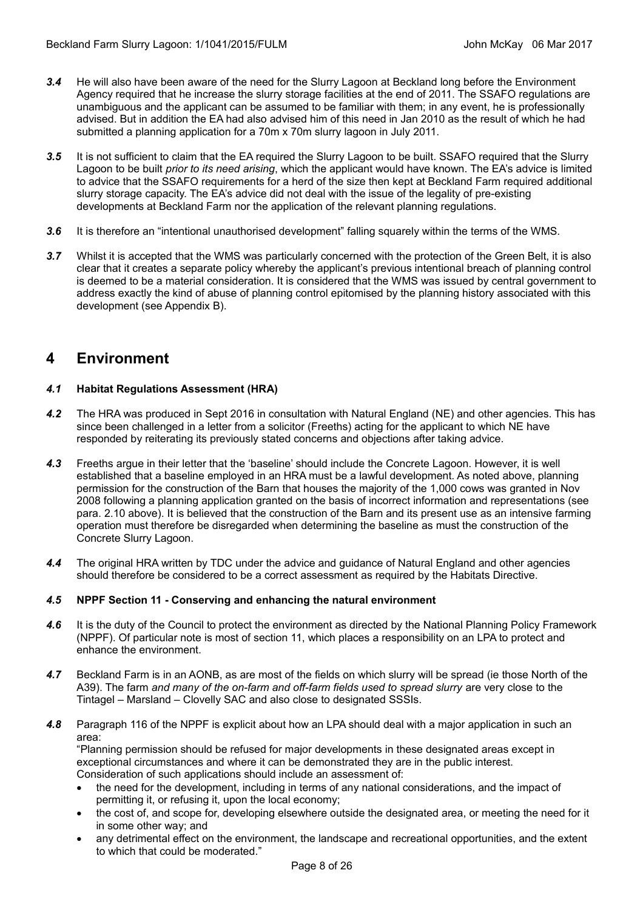**3.4** He will also have been aware of the need for the Slurry Lagoon at Beckland long before the Environment Agency required that he increase the slurry storage facilities at the end of 2011. The SSAFO regulations are unambiguous and the applicant can be assumed to be familiar with them; in any event, he is professionally advised. But in addition the EA had also advised him of this need in Jan 2010 as the result of which he had submitted a planning application for a 70m x 70m slurry lagoon in July 2011.

**3.5** It is not sufficient to claim that the EA required the Slurry Lagoon to be built. SSAFO required that the Slurry Lagoon to be built *prior to its need arising*, which the applicant would have known. The EA's advice is limited to advice that the SSAFO requirements for a herd of the size then kept at Beckland Farm required additional slurry storage capacity. The EA's advice did not deal with the issue of the legality of pre-existing developments at Beckland Farm nor the application of the relevant planning regulations.

**3.6** It is therefore an "intentional unauthorised development" falling squarely within the terms of the WMS.

**3.7** Whilst it is accepted that the WMS was particularly concerned with the protection of the Green Belt, it is also clear that it creates a separate policy whereby the applicant's previous intentional breach of planning control is deemed to be a material consideration. It is considered that the WMS was issued by central government to address exactly the kind of abuse of planning control epitomised by the planning history associated with this development (see Appendix B).

# 4 Environment

***4.1*** **Habitat Regulations Assessment (HRA)**

**4.2** The HRA was produced in Sept 2016 in consultation with Natural England (NE) and other agencies. This has since been challenged in a letter from a solicitor (Freeths) acting for the applicant to which NE have responded by reiterating its previously stated concerns and objections after taking advice.

**4.3** Freeths argue in their letter that the 'baseline' should include the Concrete Lagoon. However, it is well established that a baseline employed in an HRA must be a lawful development. As noted above, planning permission for the construction of the Barn that houses the majority of the 1,000 cows was granted in Nov 2008 following a planning application granted on the basis of incorrect information and representations (see para. 2.10 above). It is believed that the construction of the Barn and its present use as an intensive farming operation must therefore be disregarded when determining the baseline as must the construction of the Concrete Slurry Lagoon.

**4.4** The original HRA written by TDC under the advice and guidance of Natural England and other agencies should therefore be considered to be a correct assessment as required by the Habitats Directive.

***4.5*** **NPPF Section 11 - Conserving and enhancing the natural environment**

**4.6** It is the duty of the Council to protect the environment as directed by the National Planning Policy Framework (NPPF). Of particular note is most of section 11, which places a responsibility on an LPA to protect and enhance the environment.

**4.7** Beckland Farm is in an AONB, as are most of the fields on which slurry will be spread (ie those North of the A39). The farm *and many of the on-farm and off-farm fields used to spread slurry* are very close to the Tintagel – Marsland – Clovelly SAC and also close to designated SSSIs.

**4.8** Paragraph 116 of the NPPF is explicit about how an LPA should deal with a major application in such an area:
"Planning permission should be refused for major developments in these designated areas except in exceptional circumstances and where it can be demonstrated they are in the public interest. Consideration of such applications should include an assessment of:

- the need for the development, including in terms of any national considerations, and the impact of permitting it, or refusing it, upon the local economy;
- the cost of, and scope for, developing elsewhere outside the designated area, or meeting the need for it in some other way; and
- any detrimental effect on the environment, the landscape and recreational opportunities, and the extent to which that could be moderated."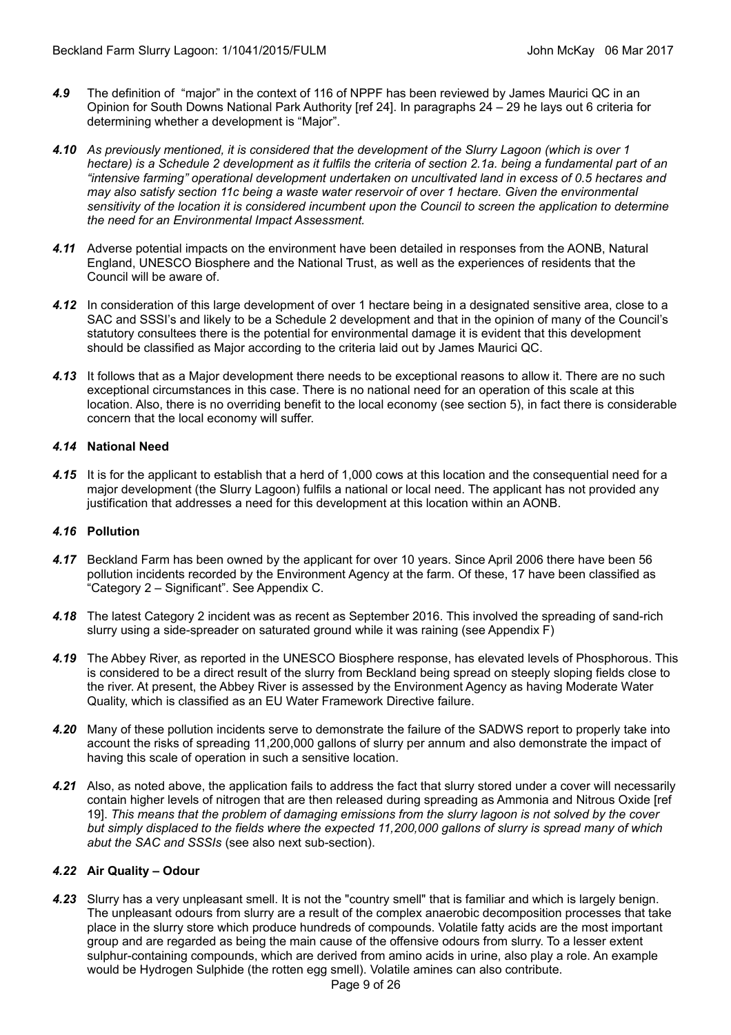**4.9** The definition of "major" in the context of 116 of NPPF has been reviewed by James Maurici QC in an Opinion for South Downs National Park Authority [ref 24]. In paragraphs 24 – 29 he lays out 6 criteria for determining whether a development is "Major".

**4.10** *As previously mentioned, it is considered that the development of the Slurry Lagoon (which is over 1 hectare) is a Schedule 2 development as it fulfils the criteria of section 2.1a. being a fundamental part of an "intensive farming" operational development undertaken on uncultivated land in excess of 0.5 hectares and may also satisfy section 11c being a waste water reservoir of over 1 hectare. Given the environmental sensitivity of the location it is considered incumbent upon the Council to screen the application to determine the need for an Environmental Impact Assessment.*

**4.11** Adverse potential impacts on the environment have been detailed in responses from the AONB, Natural England, UNESCO Biosphere and the National Trust, as well as the experiences of residents that the Council will be aware of.

**4.12** In consideration of this large development of over 1 hectare being in a designated sensitive area, close to a SAC and SSSI's and likely to be a Schedule 2 development and that in the opinion of many of the Council's statutory consultees there is the potential for environmental damage it is evident that this development should be classified as Major according to the criteria laid out by James Maurici QC.

**4.13** It follows that as a Major development there needs to be exceptional reasons to allow it. There are no such exceptional circumstances in this case. There is no national need for an operation of this scale at this location. Also, there is no overriding benefit to the local economy (see section 5), in fact there is considerable concern that the local economy will suffer.

### 4.14 National Need

**4.15** It is for the applicant to establish that a herd of 1,000 cows at this location and the consequential need for a major development (the Slurry Lagoon) fulfils a national or local need. The applicant has not provided any justification that addresses a need for this development at this location within an AONB.

### 4.16 Pollution

**4.17** Beckland Farm has been owned by the applicant for over 10 years. Since April 2006 there have been 56 pollution incidents recorded by the Environment Agency at the farm. Of these, 17 have been classified as "Category 2 – Significant". See Appendix C.

**4.18** The latest Category 2 incident was as recent as September 2016. This involved the spreading of sand-rich slurry using a side-spreader on saturated ground while it was raining (see Appendix F)

**4.19** The Abbey River, as reported in the UNESCO Biosphere response, has elevated levels of Phosphorous. This is considered to be a direct result of the slurry from Beckland being spread on steeply sloping fields close to the river. At present, the Abbey River is assessed by the Environment Agency as having Moderate Water Quality, which is classified as an EU Water Framework Directive failure.

**4.20** Many of these pollution incidents serve to demonstrate the failure of the SADWS report to properly take into account the risks of spreading 11,200,000 gallons of slurry per annum and also demonstrate the impact of having this scale of operation in such a sensitive location.

**4.21** Also, as noted above, the application fails to address the fact that slurry stored under a cover will necessarily contain higher levels of nitrogen that are then released during spreading as Ammonia and Nitrous Oxide [ref 19]. *This means that the problem of damaging emissions from the slurry lagoon is not solved by the cover but simply displaced to the fields where the expected 11,200,000 gallons of slurry is spread many of which abut the SAC and SSSIs* (see also next sub-section).

### 4.22 Air Quality – Odour

**4.23** Slurry has a very unpleasant smell. It is not the "country smell" that is familiar and which is largely benign. The unpleasant odours from slurry are a result of the complex anaerobic decomposition processes that take place in the slurry store which produce hundreds of compounds. Volatile fatty acids are the most important group and are regarded as being the main cause of the offensive odours from slurry. To a lesser extent sulphur-containing compounds, which are derived from amino acids in urine, also play a role. An example would be Hydrogen Sulphide (the rotten egg smell). Volatile amines can also contribute.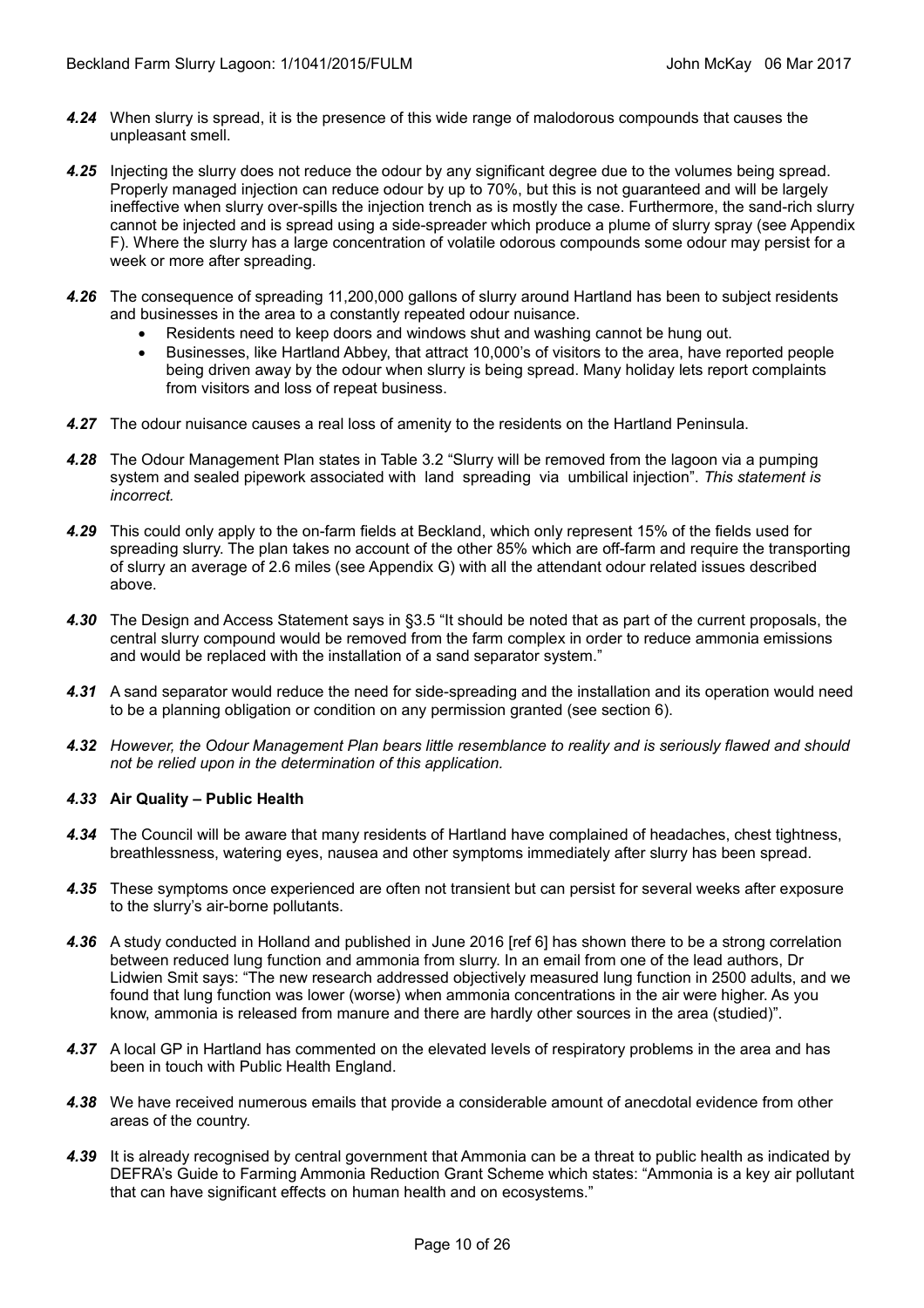***4.24*** When slurry is spread, it is the presence of this wide range of malodorous compounds that causes the unpleasant smell.

***4.25*** Injecting the slurry does not reduce the odour by any significant degree due to the volumes being spread. Properly managed injection can reduce odour by up to 70%, but this is not guaranteed and will be largely ineffective when slurry over-spills the injection trench as is mostly the case. Furthermore, the sand-rich slurry cannot be injected and is spread using a side-spreader which produce a plume of slurry spray (see Appendix F). Where the slurry has a large concentration of volatile odorous compounds some odour may persist for a week or more after spreading.

***4.26*** The consequence of spreading 11,200,000 gallons of slurry around Hartland has been to subject residents and businesses in the area to a constantly repeated odour nuisance.

- Residents need to keep doors and windows shut and washing cannot be hung out.
- Businesses, like Hartland Abbey, that attract 10,000's of visitors to the area, have reported people being driven away by the odour when slurry is being spread. Many holiday lets report complaints from visitors and loss of repeat business.

***4.27*** The odour nuisance causes a real loss of amenity to the residents on the Hartland Peninsula.

***4.28*** The Odour Management Plan states in Table 3.2 "Slurry will be removed from the lagoon via a pumping system and sealed pipework associated with land spreading via umbilical injection". *This statement is incorrect.*

***4.29*** This could only apply to the on-farm fields at Beckland, which only represent 15% of the fields used for spreading slurry. The plan takes no account of the other 85% which are off-farm and require the transporting of slurry an average of 2.6 miles (see Appendix G) with all the attendant odour related issues described above.

***4.30*** The Design and Access Statement says in §3.5 "It should be noted that as part of the current proposals, the central slurry compound would be removed from the farm complex in order to reduce ammonia emissions and would be replaced with the installation of a sand separator system."

***4.31*** A sand separator would reduce the need for side-spreading and the installation and its operation would need to be a planning obligation or condition on any permission granted (see section 6).

***4.32*** *However, the Odour Management Plan bears little resemblance to reality and is seriously flawed and should not be relied upon in the determination of this application.*

### *4.33* Air Quality – Public Health

***4.34*** The Council will be aware that many residents of Hartland have complained of headaches, chest tightness, breathlessness, watering eyes, nausea and other symptoms immediately after slurry has been spread.

***4.35*** These symptoms once experienced are often not transient but can persist for several weeks after exposure to the slurry's air-borne pollutants.

***4.36*** A study conducted in Holland and published in June 2016 [ref 6] has shown there to be a strong correlation between reduced lung function and ammonia from slurry. In an email from one of the lead authors, Dr Lidwien Smit says: "The new research addressed objectively measured lung function in 2500 adults, and we found that lung function was lower (worse) when ammonia concentrations in the air were higher. As you know, ammonia is released from manure and there are hardly other sources in the area (studied)".

***4.37*** A local GP in Hartland has commented on the elevated levels of respiratory problems in the area and has been in touch with Public Health England.

***4.38*** We have received numerous emails that provide a considerable amount of anecdotal evidence from other areas of the country.

***4.39*** It is already recognised by central government that Ammonia can be a threat to public health as indicated by DEFRA's Guide to Farming Ammonia Reduction Grant Scheme which states: "Ammonia is a key air pollutant that can have significant effects on human health and on ecosystems."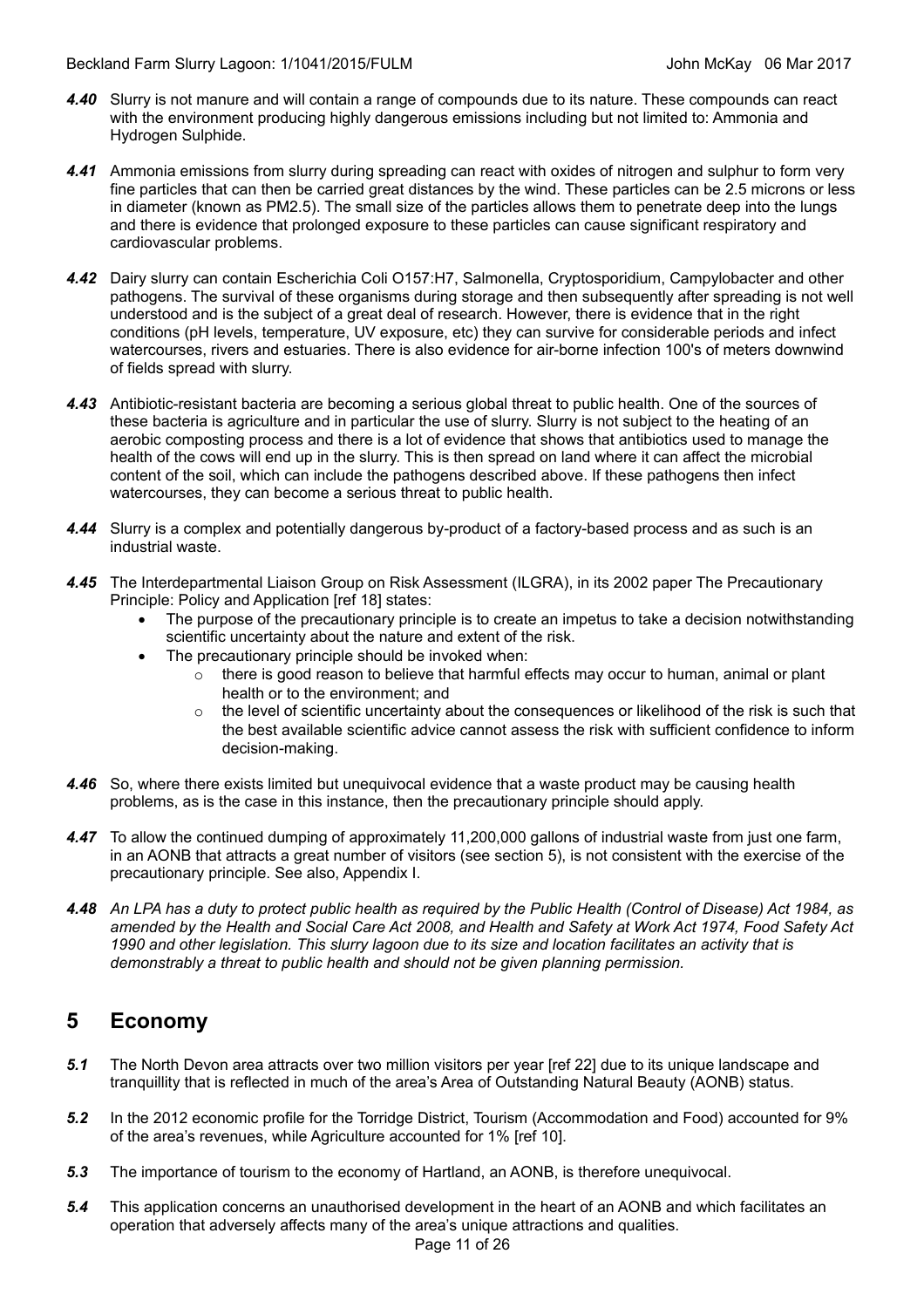***4.40*** Slurry is not manure and will contain a range of compounds due to its nature. These compounds can react with the environment producing highly dangerous emissions including but not limited to: Ammonia and Hydrogen Sulphide.

***4.41*** Ammonia emissions from slurry during spreading can react with oxides of nitrogen and sulphur to form very fine particles that can then be carried great distances by the wind. These particles can be 2.5 microns or less in diameter (known as PM2.5). The small size of the particles allows them to penetrate deep into the lungs and there is evidence that prolonged exposure to these particles can cause significant respiratory and cardiovascular problems.

***4.42*** Dairy slurry can contain Escherichia Coli O157:H7, Salmonella, Cryptosporidium, Campylobacter and other pathogens. The survival of these organisms during storage and then subsequently after spreading is not well understood and is the subject of a great deal of research. However, there is evidence that in the right conditions (pH levels, temperature, UV exposure, etc) they can survive for considerable periods and infect watercourses, rivers and estuaries. There is also evidence for air-borne infection 100's of meters downwind of fields spread with slurry.

***4.43*** Antibiotic-resistant bacteria are becoming a serious global threat to public health. One of the sources of these bacteria is agriculture and in particular the use of slurry. Slurry is not subject to the heating of an aerobic composting process and there is a lot of evidence that shows that antibiotics used to manage the health of the cows will end up in the slurry. This is then spread on land where it can affect the microbial content of the soil, which can include the pathogens described above. If these pathogens then infect watercourses, they can become a serious threat to public health.

***4.44*** Slurry is a complex and potentially dangerous by-product of a factory-based process and as such is an industrial waste.

***4.45*** The Interdepartmental Liaison Group on Risk Assessment (ILGRA), in its 2002 paper The Precautionary Principle: Policy and Application [ref 18] states:

- The purpose of the precautionary principle is to create an impetus to take a decision notwithstanding scientific uncertainty about the nature and extent of the risk.
- The precautionary principle should be invoked when:
  - there is good reason to believe that harmful effects may occur to human, animal or plant health or to the environment; and
  - the level of scientific uncertainty about the consequences or likelihood of the risk is such that the best available scientific advice cannot assess the risk with sufficient confidence to inform decision-making.

***4.46*** So, where there exists limited but unequivocal evidence that a waste product may be causing health problems, as is the case in this instance, then the precautionary principle should apply.

***4.47*** To allow the continued dumping of approximately 11,200,000 gallons of industrial waste from just one farm, in an AONB that attracts a great number of visitors (see section 5), is not consistent with the exercise of the precautionary principle. See also, Appendix I.

***4.48*** *An LPA has a duty to protect public health as required by the Public Health (Control of Disease) Act 1984, as amended by the Health and Social Care Act 2008, and Health and Safety at Work Act 1974, Food Safety Act 1990 and other legislation. This slurry lagoon due to its size and location facilitates an activity that is demonstrably a threat to public health and should not be given planning permission.*

## 5 Economy

***5.1*** The North Devon area attracts over two million visitors per year [ref 22] due to its unique landscape and tranquillity that is reflected in much of the area's Area of Outstanding Natural Beauty (AONB) status.

***5.2*** In the 2012 economic profile for the Torridge District, Tourism (Accommodation and Food) accounted for 9% of the area's revenues, while Agriculture accounted for 1% [ref 10].

***5.3*** The importance of tourism to the economy of Hartland, an AONB, is therefore unequivocal.

***5.4*** This application concerns an unauthorised development in the heart of an AONB and which facilitates an operation that adversely affects many of the area's unique attractions and qualities.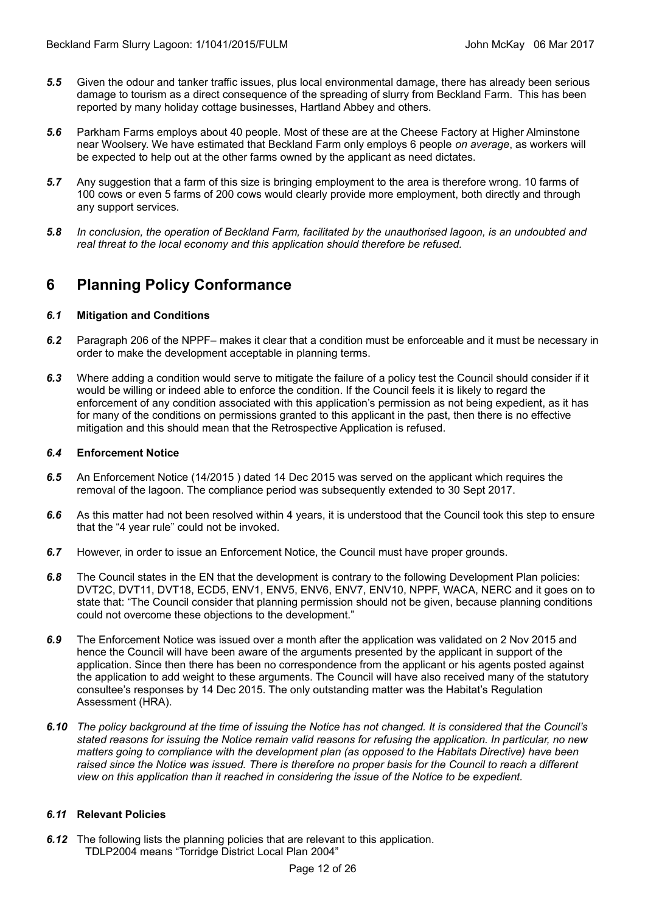***5.5*** Given the odour and tanker traffic issues, plus local environmental damage, there has already been serious damage to tourism as a direct consequence of the spreading of slurry from Beckland Farm. This has been reported by many holiday cottage businesses, Hartland Abbey and others.

***5.6*** Parkham Farms employs about 40 people. Most of these are at the Cheese Factory at Higher Alminstone near Woolsery. We have estimated that Beckland Farm only employs 6 people *on average*, as workers will be expected to help out at the other farms owned by the applicant as need dictates.

***5.7*** Any suggestion that a farm of this size is bringing employment to the area is therefore wrong. 10 farms of 100 cows or even 5 farms of 200 cows would clearly provide more employment, both directly and through any support services.

***5.8*** *In conclusion, the operation of Beckland Farm, facilitated by the unauthorised lagoon, is an undoubted and real threat to the local economy and this application should therefore be refused.*

# 6 Planning Policy Conformance

### *6.1* Mitigation and Conditions

***6.2*** Paragraph 206 of the NPPF– makes it clear that a condition must be enforceable and it must be necessary in order to make the development acceptable in planning terms.

***6.3*** Where adding a condition would serve to mitigate the failure of a policy test the Council should consider if it would be willing or indeed able to enforce the condition. If the Council feels it is likely to regard the enforcement of any condition associated with this application's permission as not being expedient, as it has for many of the conditions on permissions granted to this applicant in the past, then there is no effective mitigation and this should mean that the Retrospective Application is refused.

### *6.4* Enforcement Notice

***6.5*** An Enforcement Notice (14/2015 ) dated 14 Dec 2015 was served on the applicant which requires the removal of the lagoon. The compliance period was subsequently extended to 30 Sept 2017.

***6.6*** As this matter had not been resolved within 4 years, it is understood that the Council took this step to ensure that the "4 year rule" could not be invoked.

***6.7*** However, in order to issue an Enforcement Notice, the Council must have proper grounds.

***6.8*** The Council states in the EN that the development is contrary to the following Development Plan policies: DVT2C, DVT11, DVT18, ECD5, ENV1, ENV5, ENV6, ENV7, ENV10, NPPF, WACA, NERC and it goes on to state that: "The Council consider that planning permission should not be given, because planning conditions could not overcome these objections to the development."

***6.9*** The Enforcement Notice was issued over a month after the application was validated on 2 Nov 2015 and hence the Council will have been aware of the arguments presented by the applicant in support of the application. Since then there has been no correspondence from the applicant or his agents posted against the application to add weight to these arguments. The Council will have also received many of the statutory consultee's responses by 14 Dec 2015. The only outstanding matter was the Habitat's Regulation Assessment (HRA).

***6.10*** *The policy background at the time of issuing the Notice has not changed. It is considered that the Council's stated reasons for issuing the Notice remain valid reasons for refusing the application. In particular, no new matters going to compliance with the development plan (as opposed to the Habitats Directive) have been raised since the Notice was issued. There is therefore no proper basis for the Council to reach a different view on this application than it reached in considering the issue of the Notice to be expedient.*

### *6.11* Relevant Policies

***6.12*** The following lists the planning policies that are relevant to this application.
TDLP2004 means "Torridge District Local Plan 2004"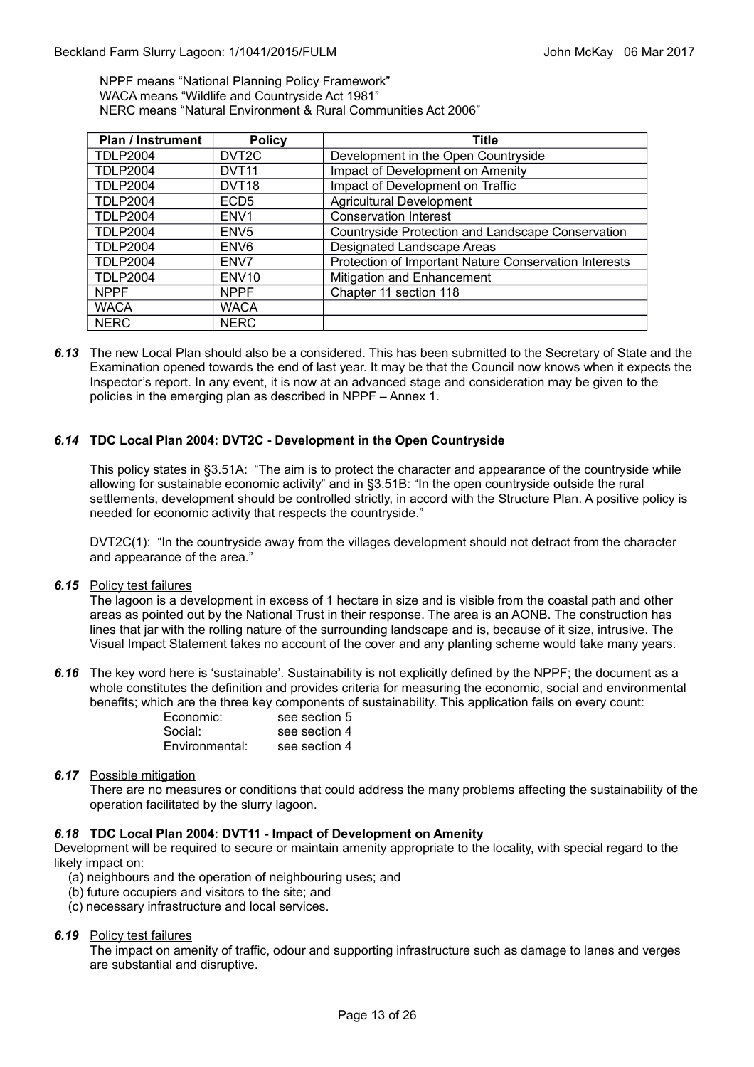NPPF means "National Planning Policy Framework"
WACA means "Wildlife and Countryside Act 1981"
NERC means "Natural Environment & Rural Communities Act 2006"

| Plan / Instrument | Policy | Title |
|---|---|---|
| TDLP2004 | DVT2C | Development in the Open Countryside |
| TDLP2004 | DVT11 | Impact of Development on Amenity |
| TDLP2004 | DVT18 | Impact of Development on Traffic |
| TDLP2004 | ECD5 | Agricultural Development |
| TDLP2004 | ENV1 | Conservation Interest |
| TDLP2004 | ENV5 | Countryside Protection and Landscape Conservation |
| TDLP2004 | ENV6 | Designated Landscape Areas |
| TDLP2004 | ENV7 | Protection of Important Nature Conservation Interests |
| TDLP2004 | ENV10 | Mitigation and Enhancement |
| NPPF | NPPF | Chapter 11 section 118 |
| WACA | WACA | |
| NERC | NERC | |

***6.13*** The new Local Plan should also be a considered. This has been submitted to the Secretary of State and the Examination opened towards the end of last year. It may be that the Council now knows when it expects the Inspector's report. In any event, it is now at an advanced stage and consideration may be given to the policies in the emerging plan as described in NPPF – Annex 1.

***6.14* TDC Local Plan 2004: DVT2C - Development in the Open Countryside**

This policy states in §3.51A: "The aim is to protect the character and appearance of the countryside while allowing for sustainable economic activity" and in §3.51B: "In the open countryside outside the rural settlements, development should be controlled strictly, in accord with the Structure Plan. A positive policy is needed for economic activity that respects the countryside."

DVT2C(1): "In the countryside away from the villages development should not detract from the character and appearance of the area."

***6.15*** Policy test failures

The lagoon is a development in excess of 1 hectare in size and is visible from the coastal path and other areas as pointed out by the National Trust in their response. The area is an AONB. The construction has lines that jar with the rolling nature of the surrounding landscape and is, because of it size, intrusive. The Visual Impact Statement takes no account of the cover and any planting scheme would take many years.

***6.16*** The key word here is 'sustainable'. Sustainability is not explicitly defined by the NPPF; the document as a whole constitutes the definition and provides criteria for measuring the economic, social and environmental benefits; which are the three key components of sustainability. This application fails on every count:

Economic: see section 5
Social: see section 4
Environmental: see section 4

***6.17*** Possible mitigation

There are no measures or conditions that could address the many problems affecting the sustainability of the operation facilitated by the slurry lagoon.

***6.18* TDC Local Plan 2004: DVT11 - Impact of Development on Amenity**

Development will be required to secure or maintain amenity appropriate to the locality, with special regard to the likely impact on:

(a) neighbours and the operation of neighbouring uses; and
(b) future occupiers and visitors to the site; and
(c) necessary infrastructure and local services.

***6.19*** Policy test failures

The impact on amenity of traffic, odour and supporting infrastructure such as damage to lanes and verges are substantial and disruptive.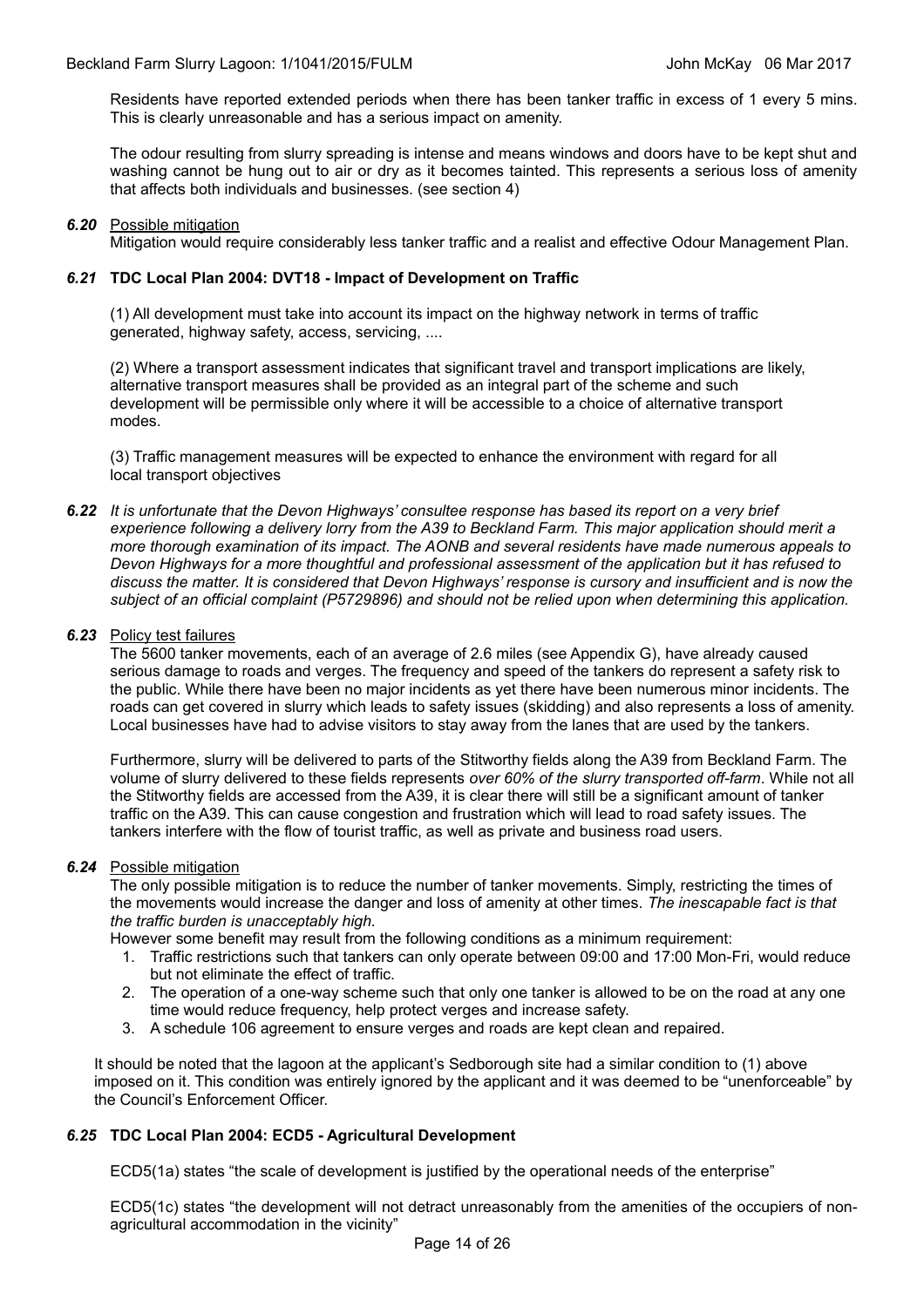Residents have reported extended periods when there has been tanker traffic in excess of 1 every 5 mins. This is clearly unreasonable and has a serious impact on amenity.

The odour resulting from slurry spreading is intense and means windows and doors have to be kept shut and washing cannot be hung out to air or dry as it becomes tainted. This represents a serious loss of amenity that affects both individuals and businesses. (see section 4)

***6.20*** Possible mitigation

Mitigation would require considerably less tanker traffic and a realist and effective Odour Management Plan.

***6.21*** **TDC Local Plan 2004: DVT18 - Impact of Development on Traffic**

(1) All development must take into account its impact on the highway network in terms of traffic generated, highway safety, access, servicing, ....

(2) Where a transport assessment indicates that significant travel and transport implications are likely, alternative transport measures shall be provided as an integral part of the scheme and such development will be permissible only where it will be accessible to a choice of alternative transport modes.

(3) Traffic management measures will be expected to enhance the environment with regard for all local transport objectives

***6.22*** *It is unfortunate that the Devon Highways' consultee response has based its report on a very brief experience following a delivery lorry from the A39 to Beckland Farm. This major application should merit a more thorough examination of its impact. The AONB and several residents have made numerous appeals to Devon Highways for a more thoughtful and professional assessment of the application but it has refused to discuss the matter. It is considered that Devon Highways' response is cursory and insufficient and is now the subject of an official complaint (P5729896) and should not be relied upon when determining this application.*

***6.23*** Policy test failures

The 5600 tanker movements, each of an average of 2.6 miles (see Appendix G), have already caused serious damage to roads and verges. The frequency and speed of the tankers do represent a safety risk to the public. While there have been no major incidents as yet there have been numerous minor incidents. The roads can get covered in slurry which leads to safety issues (skidding) and also represents a loss of amenity. Local businesses have had to advise visitors to stay away from the lanes that are used by the tankers.

Furthermore, slurry will be delivered to parts of the Stitworthy fields along the A39 from Beckland Farm. The volume of slurry delivered to these fields represents *over 60% of the slurry transported off-farm*. While not all the Stitworthy fields are accessed from the A39, it is clear there will still be a significant amount of tanker traffic on the A39. This can cause congestion and frustration which will lead to road safety issues. The tankers interfere with the flow of tourist traffic, as well as private and business road users.

***6.24*** Possible mitigation

The only possible mitigation is to reduce the number of tanker movements. Simply, restricting the times of the movements would increase the danger and loss of amenity at other times. *The inescapable fact is that the traffic burden is unacceptably high.*

However some benefit may result from the following conditions as a minimum requirement:

1. Traffic restrictions such that tankers can only operate between 09:00 and 17:00 Mon-Fri, would reduce but not eliminate the effect of traffic.
2. The operation of a one-way scheme such that only one tanker is allowed to be on the road at any one time would reduce frequency, help protect verges and increase safety.
3. A schedule 106 agreement to ensure verges and roads are kept clean and repaired.

It should be noted that the lagoon at the applicant's Sedborough site had a similar condition to (1) above imposed on it. This condition was entirely ignored by the applicant and it was deemed to be "unenforceable" by the Council's Enforcement Officer.

***6.25*** **TDC Local Plan 2004: ECD5 - Agricultural Development**

ECD5(1a) states "the scale of development is justified by the operational needs of the enterprise"

ECD5(1c) states "the development will not detract unreasonably from the amenities of the occupiers of non-agricultural accommodation in the vicinity"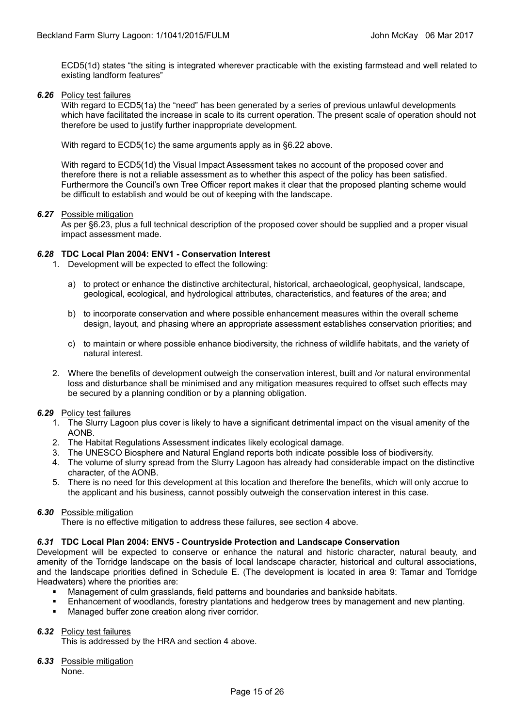ECD5(1d) states “the siting is integrated wherever practicable with the existing farmstead and well related to existing landform features”

***6.26*** Policy test failures

With regard to ECD5(1a) the “need” has been generated by a series of previous unlawful developments which have facilitated the increase in scale to its current operation. The present scale of operation should not therefore be used to justify further inappropriate development.

With regard to ECD5(1c) the same arguments apply as in §6.22 above.

With regard to ECD5(1d) the Visual Impact Assessment takes no account of the proposed cover and therefore there is not a reliable assessment as to whether this aspect of the policy has been satisfied. Furthermore the Council’s own Tree Officer report makes it clear that the proposed planting scheme would be difficult to establish and would be out of keeping with the landscape.

***6.27*** Possible mitigation

As per §6.23, plus a full technical description of the proposed cover should be supplied and a proper visual impact assessment made.

***6.28*** **TDC Local Plan 2004: ENV1 - Conservation Interest**

1. Development will be expected to effect the following:
   a) to protect or enhance the distinctive architectural, historical, archaeological, geophysical, landscape, geological, ecological, and hydrological attributes, characteristics, and features of the area; and
   b) to incorporate conservation and where possible enhancement measures within the overall scheme design, layout, and phasing where an appropriate assessment establishes conservation priorities; and
   c) to maintain or where possible enhance biodiversity, the richness of wildlife habitats, and the variety of natural interest.
2. Where the benefits of development outweigh the conservation interest, built and /or natural environmental loss and disturbance shall be minimised and any mitigation measures required to offset such effects may be secured by a planning condition or by a planning obligation.

***6.29*** Policy test failures

1. The Slurry Lagoon plus cover is likely to have a significant detrimental impact on the visual amenity of the AONB.
2. The Habitat Regulations Assessment indicates likely ecological damage.
3. The UNESCO Biosphere and Natural England reports both indicate possible loss of biodiversity.
4. The volume of slurry spread from the Slurry Lagoon has already had considerable impact on the distinctive character, of the AONB.
5. There is no need for this development at this location and therefore the benefits, which will only accrue to the applicant and his business, cannot possibly outweigh the conservation interest in this case.

***6.30*** Possible mitigation

There is no effective mitigation to address these failures, see section 4 above.

***6.31*** **TDC Local Plan 2004: ENV5 - Countryside Protection and Landscape Conservation**

Development will be expected to conserve or enhance the natural and historic character, natural beauty, and amenity of the Torridge landscape on the basis of local landscape character, historical and cultural associations, and the landscape priorities defined in Schedule E. (The development is located in area 9: Tamar and Torridge Headwaters) where the priorities are:

- Management of culm grasslands, field patterns and boundaries and bankside habitats.
- Enhancement of woodlands, forestry plantations and hedgerow trees by management and new planting.
- Managed buffer zone creation along river corridor.

***6.32*** Policy test failures

This is addressed by the HRA and section 4 above.

***6.33*** Possible mitigation

None.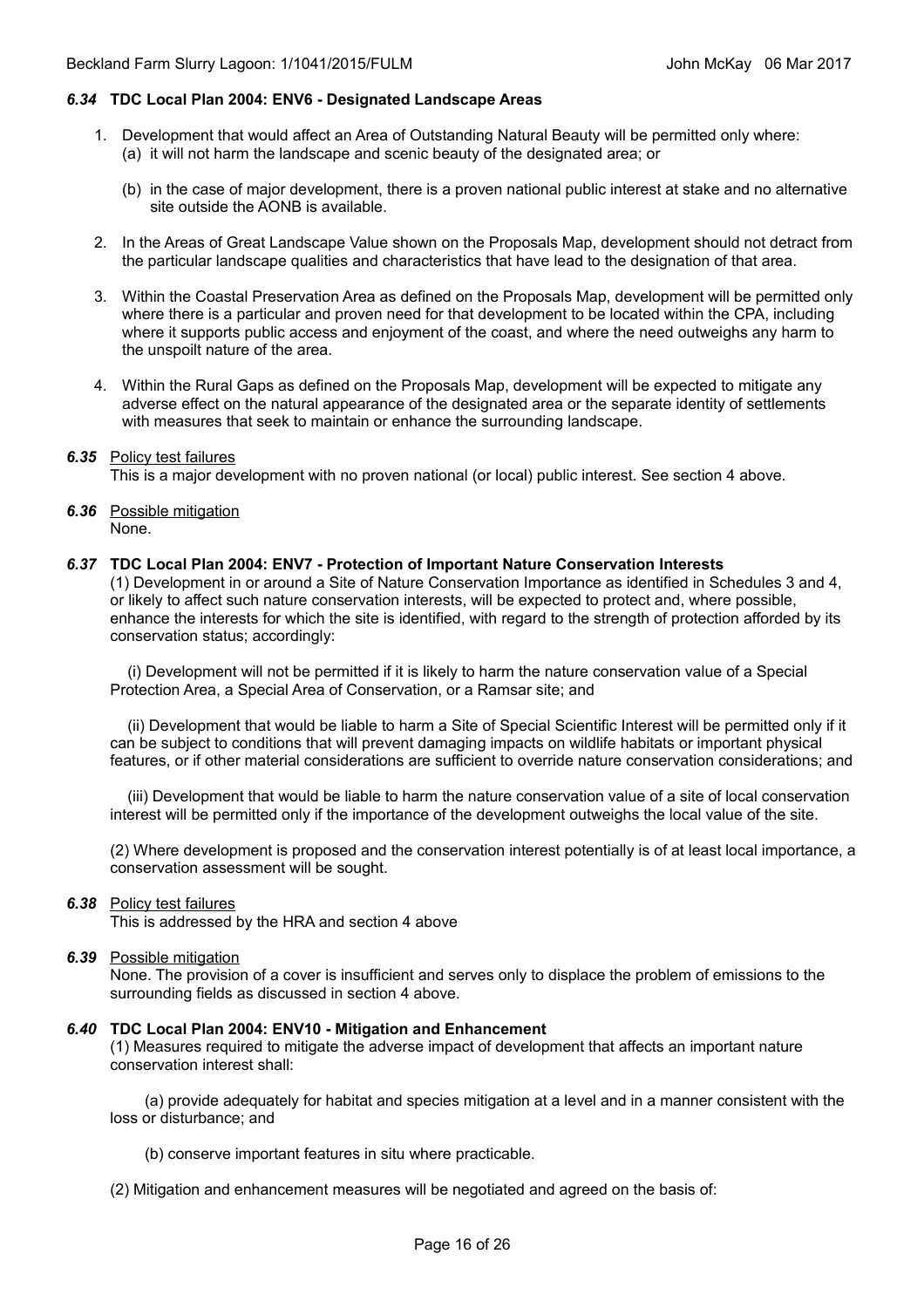### *6.34* TDC Local Plan 2004: ENV6 - Designated Landscape Areas

1. Development that would affect an Area of Outstanding Natural Beauty will be permitted only where:
   (a) it will not harm the landscape and scenic beauty of the designated area; or

   (b) in the case of major development, there is a proven national public interest at stake and no alternative site outside the AONB is available.

2. In the Areas of Great Landscape Value shown on the Proposals Map, development should not detract from the particular landscape qualities and characteristics that have lead to the designation of that area.

3. Within the Coastal Preservation Area as defined on the Proposals Map, development will be permitted only where there is a particular and proven need for that development to be located within the CPA, including where it supports public access and enjoyment of the coast, and where the need outweighs any harm to the unspoilt nature of the area.

4. Within the Rural Gaps as defined on the Proposals Map, development will be expected to mitigate any adverse effect on the natural appearance of the designated area or the separate identity of settlements with measures that seek to maintain or enhance the surrounding landscape.

***6.35*** Policy test failures

This is a major development with no proven national (or local) public interest. See section 4 above.

***6.36*** Possible mitigation

None.

### *6.37* TDC Local Plan 2004: ENV7 - Protection of Important Nature Conservation Interests

(1) Development in or around a Site of Nature Conservation Importance as identified in Schedules 3 and 4, or likely to affect such nature conservation interests, will be expected to protect and, where possible, enhance the interests for which the site is identified, with regard to the strength of protection afforded by its conservation status; accordingly:

(i) Development will not be permitted if it is likely to harm the nature conservation value of a Special Protection Area, a Special Area of Conservation, or a Ramsar site; and

(ii) Development that would be liable to harm a Site of Special Scientific Interest will be permitted only if it can be subject to conditions that will prevent damaging impacts on wildlife habitats or important physical features, or if other material considerations are sufficient to override nature conservation considerations; and

(iii) Development that would be liable to harm the nature conservation value of a site of local conservation interest will be permitted only if the importance of the development outweighs the local value of the site.

(2) Where development is proposed and the conservation interest potentially is of at least local importance, a conservation assessment will be sought.

***6.38*** Policy test failures

This is addressed by the HRA and section 4 above

***6.39*** Possible mitigation

None. The provision of a cover is insufficient and serves only to displace the problem of emissions to the surrounding fields as discussed in section 4 above.

### *6.40* TDC Local Plan 2004: ENV10 - Mitigation and Enhancement

(1) Measures required to mitigate the adverse impact of development that affects an important nature conservation interest shall:

(a) provide adequately for habitat and species mitigation at a level and in a manner consistent with the loss or disturbance; and

(b) conserve important features in situ where practicable.

(2) Mitigation and enhancement measures will be negotiated and agreed on the basis of: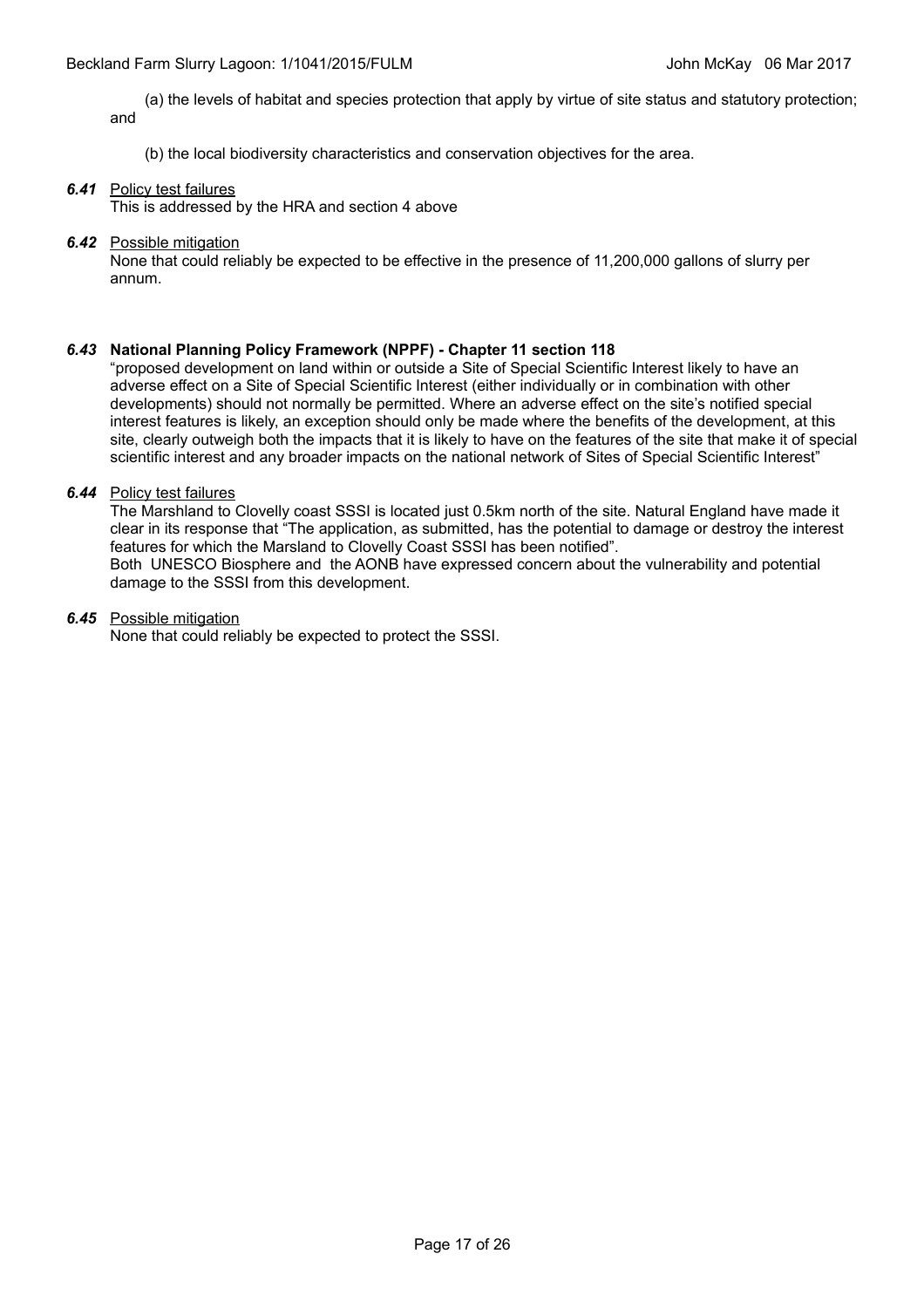(a) the levels of habitat and species protection that apply by virtue of site status and statutory protection; and

(b) the local biodiversity characteristics and conservation objectives for the area.

***6.41*** Policy test failures

This is addressed by the HRA and section 4 above

***6.42*** Possible mitigation

None that could reliably be expected to be effective in the presence of 11,200,000 gallons of slurry per annum.

### *6.43* National Planning Policy Framework (NPPF) - Chapter 11 section 118

"proposed development on land within or outside a Site of Special Scientific Interest likely to have an adverse effect on a Site of Special Scientific Interest (either individually or in combination with other developments) should not normally be permitted. Where an adverse effect on the site's notified special interest features is likely, an exception should only be made where the benefits of the development, at this site, clearly outweigh both the impacts that it is likely to have on the features of the site that make it of special scientific interest and any broader impacts on the national network of Sites of Special Scientific Interest"

***6.44*** Policy test failures

The Marshland to Clovelly coast SSSI is located just 0.5km north of the site. Natural England have made it clear in its response that "The application, as submitted, has the potential to damage or destroy the interest features for which the Marsland to Clovelly Coast SSSI has been notified".

Both UNESCO Biosphere and the AONB have expressed concern about the vulnerability and potential damage to the SSSI from this development.

***6.45*** Possible mitigation

None that could reliably be expected to protect the SSSI.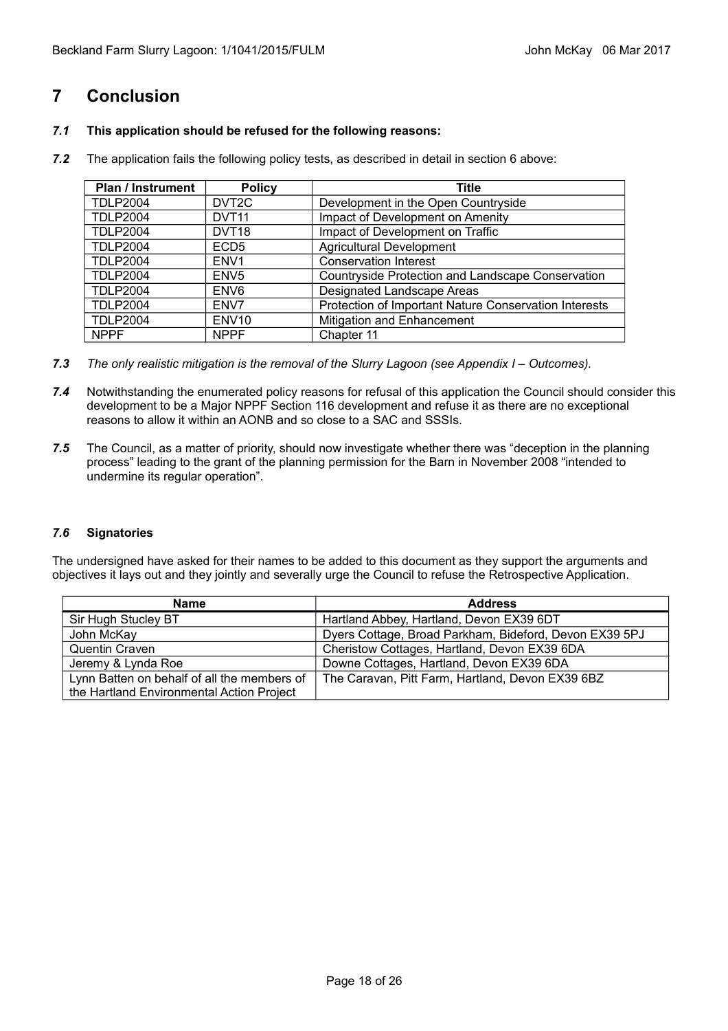# 7 Conclusion

***7.1*** **This application should be refused for the following reasons:**

***7.2*** The application fails the following policy tests, as described in detail in section 6 above:

| Plan / Instrument | Policy | Title |
|---|---|---|
| TDLP2004 | DVT2C | Development in the Open Countryside |
| TDLP2004 | DVT11 | Impact of Development on Amenity |
| TDLP2004 | DVT18 | Impact of Development on Traffic |
| TDLP2004 | ECD5 | Agricultural Development |
| TDLP2004 | ENV1 | Conservation Interest |
| TDLP2004 | ENV5 | Countryside Protection and Landscape Conservation |
| TDLP2004 | ENV6 | Designated Landscape Areas |
| TDLP2004 | ENV7 | Protection of Important Nature Conservation Interests |
| TDLP2004 | ENV10 | Mitigation and Enhancement |
| NPPF | NPPF | Chapter 11 |

***7.3*** *The only realistic mitigation is the removal of the Slurry Lagoon (see Appendix I – Outcomes).*

***7.4*** Notwithstanding the enumerated policy reasons for refusal of this application the Council should consider this development to be a Major NPPF Section 116 development and refuse it as there are no exceptional reasons to allow it within an AONB and so close to a SAC and SSSIs.

***7.5*** The Council, as a matter of priority, should now investigate whether there was "deception in the planning process" leading to the grant of the planning permission for the Barn in November 2008 "intended to undermine its regular operation".

***7.6*** **Signatories**

The undersigned have asked for their names to be added to this document as they support the arguments and objectives it lays out and they jointly and severally urge the Council to refuse the Retrospective Application.

| Name | Address |
|---|---|
| Sir Hugh Stucley BT | Hartland Abbey, Hartland, Devon EX39 6DT |
| John McKay | Dyers Cottage, Broad Parkham, Bideford, Devon EX39 5PJ |
| Quentin Craven | Cheristow Cottages, Hartland, Devon EX39 6DA |
| Jeremy & Lynda Roe | Downe Cottages, Hartland, Devon EX39 6DA |
| Lynn Batten on behalf of all the members of the Hartland Environmental Action Project | The Caravan, Pitt Farm, Hartland, Devon EX39 6BZ |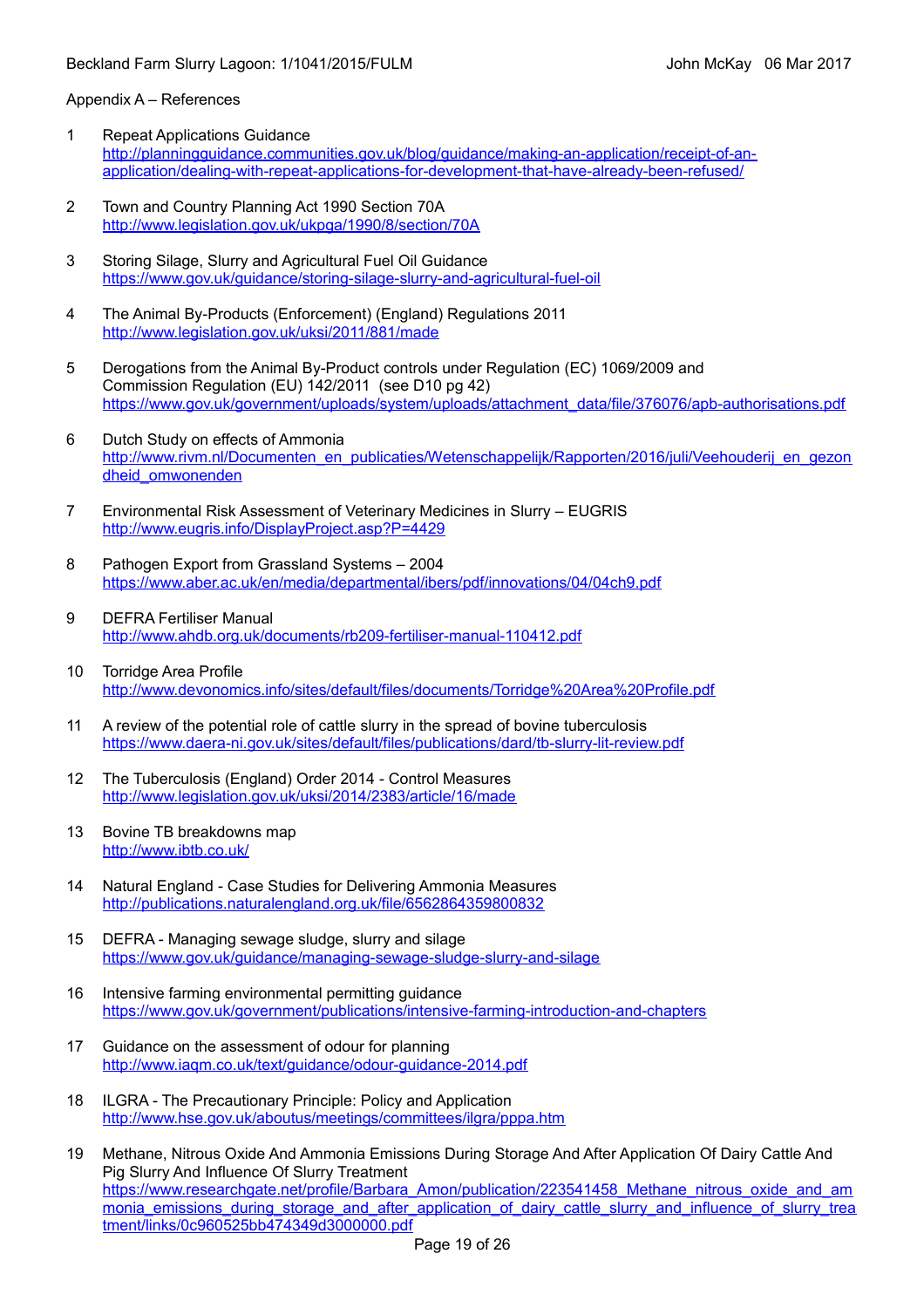Appendix A – References

1. Repeat Applications Guidance
   http://planningguidance.communities.gov.uk/blog/guidance/making-an-application/receipt-of-an-application/dealing-with-repeat-applications-for-development-that-have-already-been-refused/

2. Town and Country Planning Act 1990 Section 70A
   http://www.legislation.gov.uk/ukpga/1990/8/section/70A

3. Storing Silage, Slurry and Agricultural Fuel Oil Guidance
   https://www.gov.uk/guidance/storing-silage-slurry-and-agricultural-fuel-oil

4. The Animal By-Products (Enforcement) (England) Regulations 2011
   http://www.legislation.gov.uk/uksi/2011/881/made

5. Derogations from the Animal By-Product controls under Regulation (EC) 1069/2009 and Commission Regulation (EU) 142/2011 (see D10 pg 42)
   https://www.gov.uk/government/uploads/system/uploads/attachment_data/file/376076/apb-authorisations.pdf

6. Dutch Study on effects of Ammonia
   http://www.rivm.nl/Documenten_en_publicaties/Wetenschappelijk/Rapporten/2016/juli/Veehouderij_en_gezondheid_omwonenden

7. Environmental Risk Assessment of Veterinary Medicines in Slurry – EUGRIS
   http://www.eugris.info/DisplayProject.asp?P=4429

8. Pathogen Export from Grassland Systems – 2004
   https://www.aber.ac.uk/en/media/departmental/ibers/pdf/innovations/04/04ch9.pdf

9. DEFRA Fertiliser Manual
   http://www.ahdb.org.uk/documents/rb209-fertiliser-manual-110412.pdf

10. Torridge Area Profile
    http://www.devonomics.info/sites/default/files/documents/Torridge%20Area%20Profile.pdf

11. A review of the potential role of cattle slurry in the spread of bovine tuberculosis
    https://www.daera-ni.gov.uk/sites/default/files/publications/dard/tb-slurry-lit-review.pdf

12. The Tuberculosis (England) Order 2014 - Control Measures
    http://www.legislation.gov.uk/uksi/2014/2383/article/16/made

13. Bovine TB breakdowns map
    http://www.ibtb.co.uk/

14. Natural England - Case Studies for Delivering Ammonia Measures
    http://publications.naturalengland.org.uk/file/6562864359800832

15. DEFRA - Managing sewage sludge, slurry and silage
    https://www.gov.uk/guidance/managing-sewage-sludge-slurry-and-silage

16. Intensive farming environmental permitting guidance
    https://www.gov.uk/government/publications/intensive-farming-introduction-and-chapters

17. Guidance on the assessment of odour for planning
    http://www.iaqm.co.uk/text/guidance/odour-guidance-2014.pdf

18. ILGRA - The Precautionary Principle: Policy and Application
    http://www.hse.gov.uk/aboutus/meetings/committees/ilgra/pppa.htm

19. Methane, Nitrous Oxide And Ammonia Emissions During Storage And After Application Of Dairy Cattle And Pig Slurry And Influence Of Slurry Treatment
    https://www.researchgate.net/profile/Barbara_Amon/publication/223541458_Methane_nitrous_oxide_and_ammonia_emissions_during_storage_and_after_application_of_dairy_cattle_slurry_and_influence_of_slurry_treatment/links/0c960525bb474349d3000000.pdf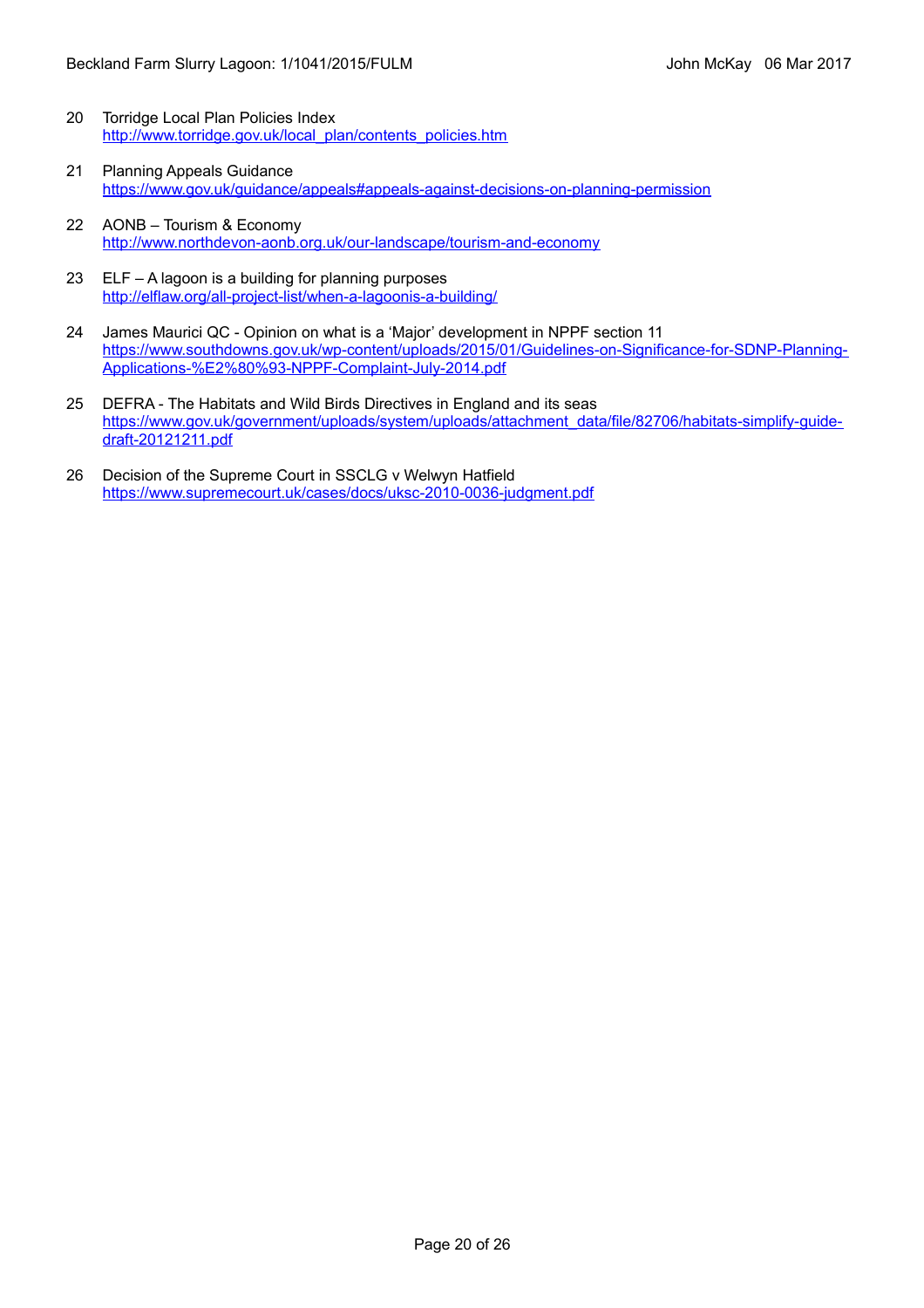20 Torridge Local Plan Policies Index
http://www.torridge.gov.uk/local_plan/contents_policies.htm

21 Planning Appeals Guidance
https://www.gov.uk/guidance/appeals#appeals-against-decisions-on-planning-permission

22 AONB – Tourism & Economy
http://www.northdevon-aonb.org.uk/our-landscape/tourism-and-economy

23 ELF – A lagoon is a building for planning purposes
http://elflaw.org/all-project-list/when-a-lagoonis-a-building/

24 James Maurici QC - Opinion on what is a 'Major' development in NPPF section 11
https://www.southdowns.gov.uk/wp-content/uploads/2015/01/Guidelines-on-Significance-for-SDNP-Planning-Applications-%E2%80%93-NPPF-Complaint-July-2014.pdf

25 DEFRA - The Habitats and Wild Birds Directives in England and its seas
https://www.gov.uk/government/uploads/system/uploads/attachment_data/file/82706/habitats-simplify-guide-draft-20121211.pdf

26 Decision of the Supreme Court in SSCLG v Welwyn Hatfield
https://www.supremecourt.uk/cases/docs/uksc-2010-0036-judgment.pdf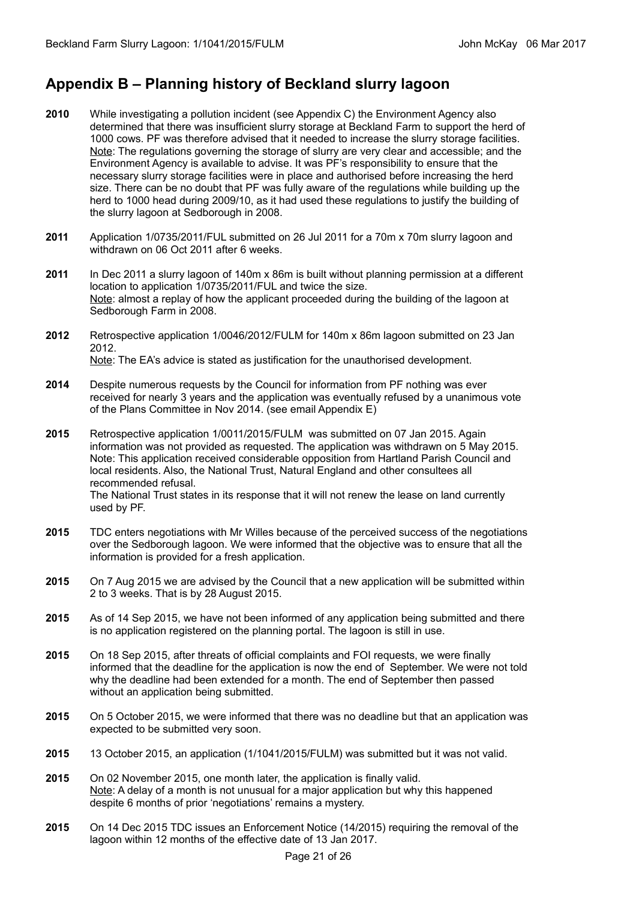## Appendix B – Planning history of Beckland slurry lagoon

**2010** While investigating a pollution incident (see Appendix C) the Environment Agency also determined that there was insufficient slurry storage at Beckland Farm to support the herd of 1000 cows. PF was therefore advised that it needed to increase the slurry storage facilities.
Note: The regulations governing the storage of slurry are very clear and accessible; and the Environment Agency is available to advise. It was PF's responsibility to ensure that the necessary slurry storage facilities were in place and authorised before increasing the herd size. There can be no doubt that PF was fully aware of the regulations while building up the herd to 1000 head during 2009/10, as it had used these regulations to justify the building of the slurry lagoon at Sedborough in 2008.

**2011** Application 1/0735/2011/FUL submitted on 26 Jul 2011 for a 70m x 70m slurry lagoon and withdrawn on 06 Oct 2011 after 6 weeks.

**2011** In Dec 2011 a slurry lagoon of 140m x 86m is built without planning permission at a different location to application 1/0735/2011/FUL and twice the size.
Note: almost a replay of how the applicant proceeded during the building of the lagoon at Sedborough Farm in 2008.

**2012** Retrospective application 1/0046/2012/FULM for 140m x 86m lagoon submitted on 23 Jan 2012.
Note: The EA's advice is stated as justification for the unauthorised development.

**2014** Despite numerous requests by the Council for information from PF nothing was ever received for nearly 3 years and the application was eventually refused by a unanimous vote of the Plans Committee in Nov 2014. (see email Appendix E)

**2015** Retrospective application 1/0011/2015/FULM was submitted on 07 Jan 2015. Again information was not provided as requested. The application was withdrawn on 5 May 2015.
Note: This application received considerable opposition from Hartland Parish Council and local residents. Also, the National Trust, Natural England and other consultees all recommended refusal.
The National Trust states in its response that it will not renew the lease on land currently used by PF.

**2015** TDC enters negotiations with Mr Willes because of the perceived success of the negotiations over the Sedborough lagoon. We were informed that the objective was to ensure that all the information is provided for a fresh application.

**2015** On 7 Aug 2015 we are advised by the Council that a new application will be submitted within 2 to 3 weeks. That is by 28 August 2015.

**2015** As of 14 Sep 2015, we have not been informed of any application being submitted and there is no application registered on the planning portal. The lagoon is still in use.

**2015** On 18 Sep 2015, after threats of official complaints and FOI requests, we were finally informed that the deadline for the application is now the end of September. We were not told why the deadline had been extended for a month. The end of September then passed without an application being submitted.

**2015** On 5 October 2015, we were informed that there was no deadline but that an application was expected to be submitted very soon.

**2015** 13 October 2015, an application (1/1041/2015/FULM) was submitted but it was not valid.

**2015** On 02 November 2015, one month later, the application is finally valid.
Note: A delay of a month is not unusual for a major application but why this happened despite 6 months of prior 'negotiations' remains a mystery.

**2015** On 14 Dec 2015 TDC issues an Enforcement Notice (14/2015) requiring the removal of the lagoon within 12 months of the effective date of 13 Jan 2017.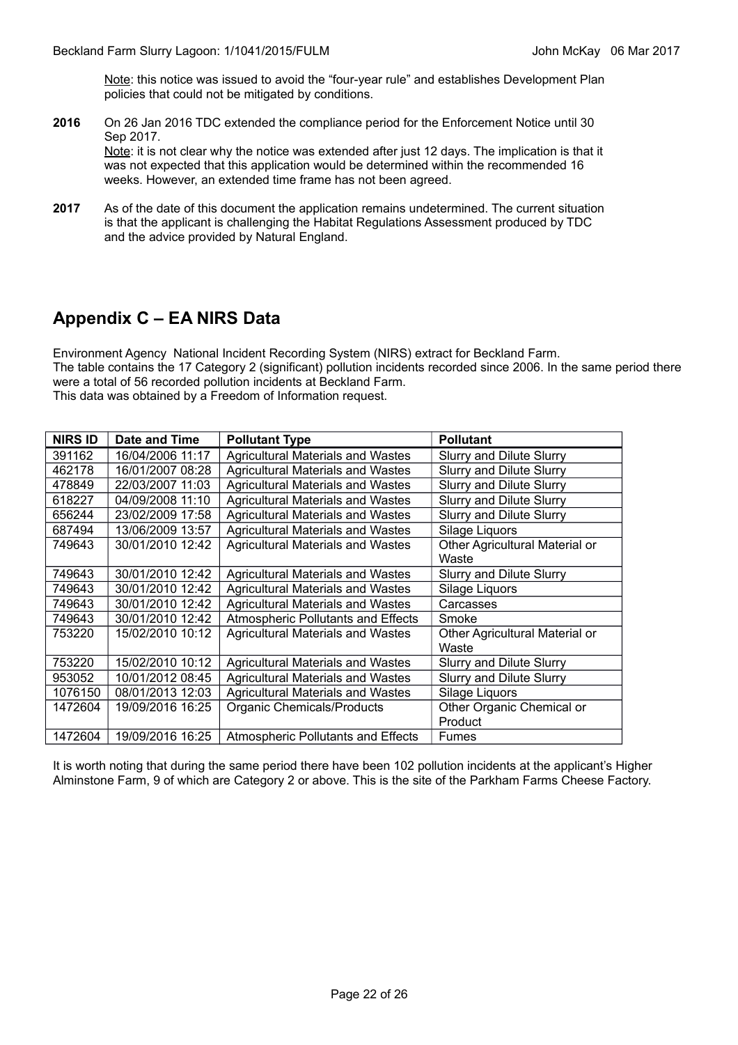Note: this notice was issued to avoid the "four-year rule" and establishes Development Plan policies that could not be mitigated by conditions.

**2016** On 26 Jan 2016 TDC extended the compliance period for the Enforcement Notice until 30 Sep 2017.
Note: it is not clear why the notice was extended after just 12 days. The implication is that it was not expected that this application would be determined within the recommended 16 weeks. However, an extended time frame has not been agreed.

**2017** As of the date of this document the application remains undetermined. The current situation is that the applicant is challenging the Habitat Regulations Assessment produced by TDC and the advice provided by Natural England.

## Appendix C – EA NIRS Data

Environment Agency National Incident Recording System (NIRS) extract for Beckland Farm.
The table contains the 17 Category 2 (significant) pollution incidents recorded since 2006. In the same period there were a total of 56 recorded pollution incidents at Beckland Farm.
This data was obtained by a Freedom of Information request.

| NIRS ID | Date and Time | Pollutant Type | Pollutant |
|---|---|---|---|
| 391162 | 16/04/2006 11:17 | Agricultural Materials and Wastes | Slurry and Dilute Slurry |
| 462178 | 16/01/2007 08:28 | Agricultural Materials and Wastes | Slurry and Dilute Slurry |
| 478849 | 22/03/2007 11:03 | Agricultural Materials and Wastes | Slurry and Dilute Slurry |
| 618227 | 04/09/2008 11:10 | Agricultural Materials and Wastes | Slurry and Dilute Slurry |
| 656244 | 23/02/2009 17:58 | Agricultural Materials and Wastes | Slurry and Dilute Slurry |
| 687494 | 13/06/2009 13:57 | Agricultural Materials and Wastes | Silage Liquors |
| 749643 | 30/01/2010 12:42 | Agricultural Materials and Wastes | Other Agricultural Material or Waste |
| 749643 | 30/01/2010 12:42 | Agricultural Materials and Wastes | Slurry and Dilute Slurry |
| 749643 | 30/01/2010 12:42 | Agricultural Materials and Wastes | Silage Liquors |
| 749643 | 30/01/2010 12:42 | Agricultural Materials and Wastes | Carcasses |
| 749643 | 30/01/2010 12:42 | Atmospheric Pollutants and Effects | Smoke |
| 753220 | 15/02/2010 10:12 | Agricultural Materials and Wastes | Other Agricultural Material or Waste |
| 753220 | 15/02/2010 10:12 | Agricultural Materials and Wastes | Slurry and Dilute Slurry |
| 953052 | 10/01/2012 08:45 | Agricultural Materials and Wastes | Slurry and Dilute Slurry |
| 1076150 | 08/01/2013 12:03 | Agricultural Materials and Wastes | Silage Liquors |
| 1472604 | 19/09/2016 16:25 | Organic Chemicals/Products | Other Organic Chemical or Product |
| 1472604 | 19/09/2016 16:25 | Atmospheric Pollutants and Effects | Fumes |

It is worth noting that during the same period there have been 102 pollution incidents at the applicant's Higher Alminstone Farm, 9 of which are Category 2 or above. This is the site of the Parkham Farms Cheese Factory.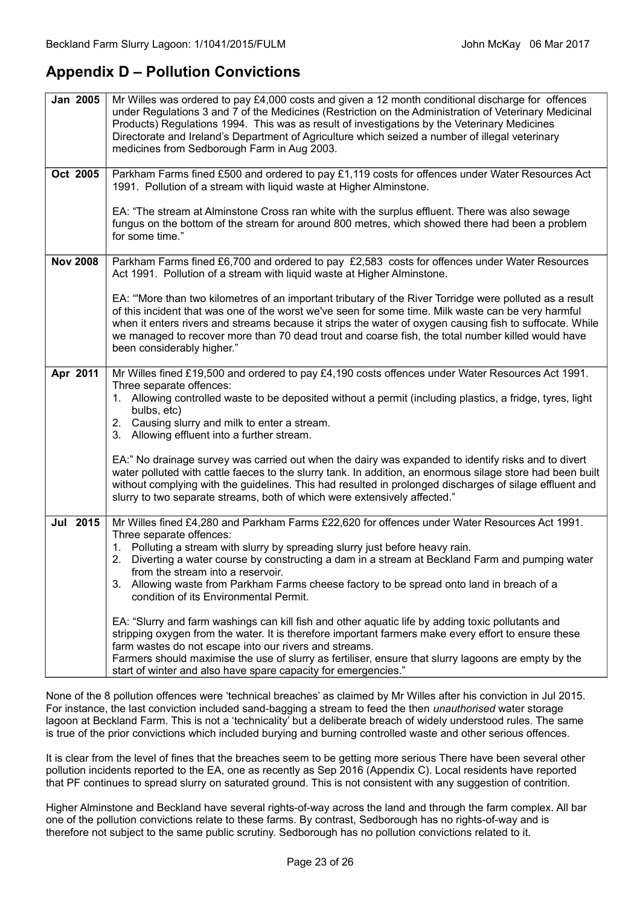## Appendix D – Pollution Convictions

| | |
|---|---|
| **Jan 2005** | Mr Willes was ordered to pay £4,000 costs and given a 12 month conditional discharge for offences under Regulations 3 and 7 of the Medicines (Restriction on the Administration of Veterinary Medicinal Products) Regulations 1994. This was as result of investigations by the Veterinary Medicines Directorate and Ireland's Department of Agriculture which seized a number of illegal veterinary medicines from Sedborough Farm in Aug 2003. |
| **Oct 2005** | Parkham Farms fined £500 and ordered to pay £1,119 costs for offences under Water Resources Act 1991. Pollution of a stream with liquid waste at Higher Alminstone.<br><br>EA: "The stream at Alminstone Cross ran white with the surplus effluent. There was also sewage fungus on the bottom of the stream for around 800 metres, which showed there had been a problem for some time." |
| **Nov 2008** | Parkham Farms fined £6,700 and ordered to pay £2,583 costs for offences under Water Resources Act 1991. Pollution of a stream with liquid waste at Higher Alminstone.<br><br>EA: "'More than two kilometres of an important tributary of the River Torridge were polluted as a result of this incident that was one of the worst we've seen for some time. Milk waste can be very harmful when it enters rivers and streams because it strips the water of oxygen causing fish to suffocate. While we managed to recover more than 70 dead trout and coarse fish, the total number killed would have been considerably higher." |
| **Apr 2011** | Mr Willes fined £19,500 and ordered to pay £4,190 costs offences under Water Resources Act 1991. Three separate offences:<br>1. Allowing controlled waste to be deposited without a permit (including plastics, a fridge, tyres, light bulbs, etc)<br>2. Causing slurry and milk to enter a stream.<br>3. Allowing effluent into a further stream.<br><br>EA:" No drainage survey was carried out when the dairy was expanded to identify risks and to divert water polluted with cattle faeces to the slurry tank. In addition, an enormous silage store had been built without complying with the guidelines. This had resulted in prolonged discharges of silage effluent and slurry to two separate streams, both of which were extensively affected." |
| **Jul 2015** | Mr Willes fined £4,280 and Parkham Farms £22,620 for offences under Water Resources Act 1991. Three separate offences:<br>1. Polluting a stream with slurry by spreading slurry just before heavy rain.<br>2. Diverting a water course by constructing a dam in a stream at Beckland Farm and pumping water from the stream into a reservoir.<br>3. Allowing waste from Parkham Farms cheese factory to be spread onto land in breach of a condition of its Environmental Permit.<br><br>EA: "Slurry and farm washings can kill fish and other aquatic life by adding toxic pollutants and stripping oxygen from the water. It is therefore important farmers make every effort to ensure these farm wastes do not escape into our rivers and streams.<br>Farmers should maximise the use of slurry as fertiliser, ensure that slurry lagoons are empty by the start of winter and also have spare capacity for emergencies." |

None of the 8 pollution offences were 'technical breaches' as claimed by Mr Willes after his conviction in Jul 2015. For instance, the last conviction included sand-bagging a stream to feed the then *unauthorised* water storage lagoon at Beckland Farm. This is not a 'technicality' but a deliberate breach of widely understood rules. The same is true of the prior convictions which included burying and burning controlled waste and other serious offences.

It is clear from the level of fines that the breaches seem to be getting more serious There have been several other pollution incidents reported to the EA, one as recently as Sep 2016 (Appendix C). Local residents have reported that PF continues to spread slurry on saturated ground. This is not consistent with any suggestion of contrition.

Higher Alminstone and Beckland have several rights-of-way across the land and through the farm complex. All bar one of the pollution convictions relate to these farms. By contrast, Sedborough has no rights-of-way and is therefore not subject to the same public scrutiny. Sedborough has no pollution convictions related to it.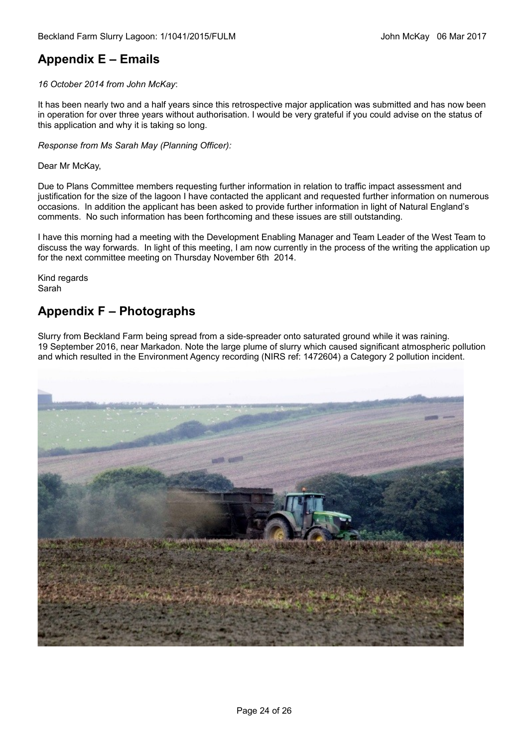## Appendix E – Emails

*16 October 2014 from John McKay*:

It has been nearly two and a half years since this retrospective major application was submitted and has now been in operation for over three years without authorisation. I would be very grateful if you could advise on the status of this application and why it is taking so long.

*Response from Ms Sarah May (Planning Officer):*

Dear Mr McKay,

Due to Plans Committee members requesting further information in relation to traffic impact assessment and justification for the size of the lagoon I have contacted the applicant and requested further information on numerous occasions. In addition the applicant has been asked to provide further information in light of Natural England's comments. No such information has been forthcoming and these issues are still outstanding.

I have this morning had a meeting with the Development Enabling Manager and Team Leader of the West Team to discuss the way forwards. In light of this meeting, I am now currently in the process of the writing the application up for the next committee meeting on Thursday November 6th 2014.

Kind regards
Sarah

## Appendix F – Photographs

Slurry from Beckland Farm being spread from a side-spreader onto saturated ground while it was raining.
19 September 2016, near Markadon. Note the large plume of slurry which caused significant atmospheric pollution and which resulted in the Environment Agency recording (NIRS ref: 1472604) a Category 2 pollution incident.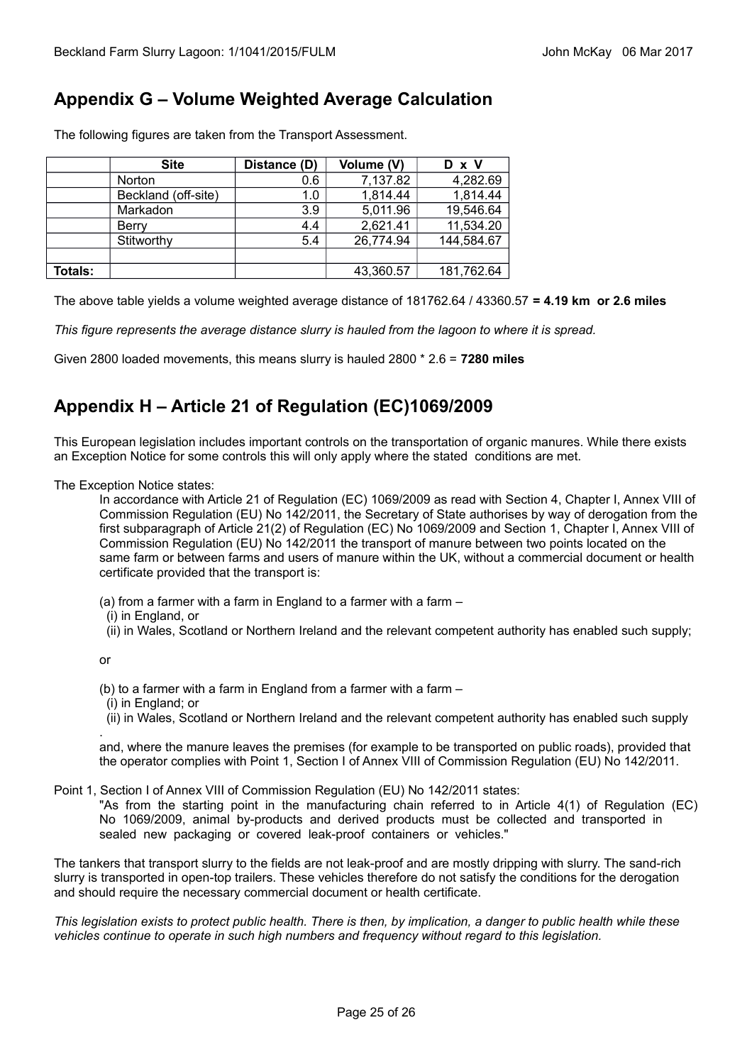## Appendix G – Volume Weighted Average Calculation

The following figures are taken from the Transport Assessment.

| | Site | Distance (D) | Volume (V) | D x V |
|---|---|---|---|---|
| | Norton | 0.6 | 7,137.82 | 4,282.69 |
| | Beckland (off-site) | 1.0 | 1,814.44 | 1,814.44 |
| | Markadon | 3.9 | 5,011.96 | 19,546.64 |
| | Berry | 4.4 | 2,621.41 | 11,534.20 |
| | Stitworthy | 5.4 | 26,774.94 | 144,584.67 |
| | | | | |
| **Totals:** | | | 43,360.57 | 181,762.64 |

The above table yields a volume weighted average distance of 181762.64 / 43360.57 **= 4.19 km or 2.6 miles**

*This figure represents the average distance slurry is hauled from the lagoon to where it is spread.*

Given 2800 loaded movements, this means slurry is hauled 2800 * 2.6 = **7280 miles**

## Appendix H – Article 21 of Regulation (EC)1069/2009

This European legislation includes important controls on the transportation of organic manures. While there exists an Exception Notice for some controls this will only apply where the stated conditions are met.

The Exception Notice states:

> In accordance with Article 21 of Regulation (EC) 1069/2009 as read with Section 4, Chapter I, Annex VIII of Commission Regulation (EU) No 142/2011, the Secretary of State authorises by way of derogation from the first subparagraph of Article 21(2) of Regulation (EC) No 1069/2009 and Section 1, Chapter I, Annex VIII of Commission Regulation (EU) No 142/2011 the transport of manure between two points located on the same farm or between farms and users of manure within the UK, without a commercial document or health certificate provided that the transport is:
>
> (a) from a farmer with a farm in England to a farmer with a farm –
> (i) in England, or
> (ii) in Wales, Scotland or Northern Ireland and the relevant competent authority has enabled such supply;
>
> or
>
> (b) to a farmer with a farm in England from a farmer with a farm –
> (i) in England; or
> (ii) in Wales, Scotland or Northern Ireland and the relevant competent authority has enabled such supply
> .
> and, where the manure leaves the premises (for example to be transported on public roads), provided that the operator complies with Point 1, Section I of Annex VIII of Commission Regulation (EU) No 142/2011.

Point 1, Section I of Annex VIII of Commission Regulation (EU) No 142/2011 states:

> "As from the starting point in the manufacturing chain referred to in Article 4(1) of Regulation (EC) No 1069/2009, animal by-products and derived products must be collected and transported in sealed new packaging or covered leak-proof containers or vehicles."

The tankers that transport slurry to the fields are not leak-proof and are mostly dripping with slurry. The sand-rich slurry is transported in open-top trailers. These vehicles therefore do not satisfy the conditions for the derogation and should require the necessary commercial document or health certificate.

*This legislation exists to protect public health. There is then, by implication, a danger to public health while these vehicles continue to operate in such high numbers and frequency without regard to this legislation.*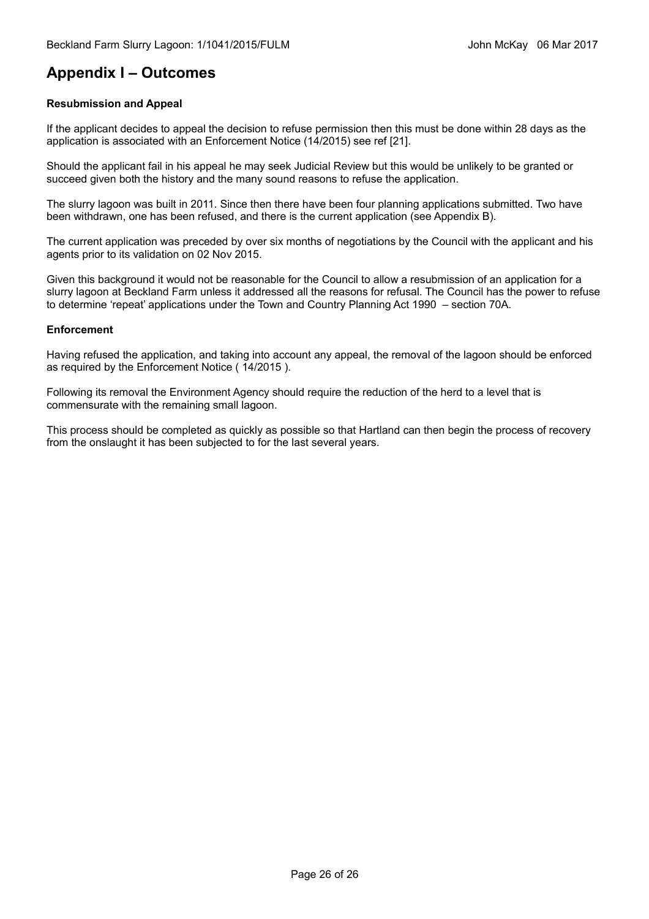# Appendix I – Outcomes

**Resubmission and Appeal**

If the applicant decides to appeal the decision to refuse permission then this must be done within 28 days as the application is associated with an Enforcement Notice (14/2015) see ref [21].

Should the applicant fail in his appeal he may seek Judicial Review but this would be unlikely to be granted or succeed given both the history and the many sound reasons to refuse the application.

The slurry lagoon was built in 2011. Since then there have been four planning applications submitted. Two have been withdrawn, one has been refused, and there is the current application (see Appendix B).

The current application was preceded by over six months of negotiations by the Council with the applicant and his agents prior to its validation on 02 Nov 2015.

Given this background it would not be reasonable for the Council to allow a resubmission of an application for a slurry lagoon at Beckland Farm unless it addressed all the reasons for refusal. The Council has the power to refuse to determine 'repeat' applications under the Town and Country Planning Act 1990 – section 70A.

**Enforcement**

Having refused the application, and taking into account any appeal, the removal of the lagoon should be enforced as required by the Enforcement Notice ( 14/2015 ).

Following its removal the Environment Agency should require the reduction of the herd to a level that is commensurate with the remaining small lagoon.

This process should be completed as quickly as possible so that Hartland can then begin the process of recovery from the onslaught it has been subjected to for the last several years.